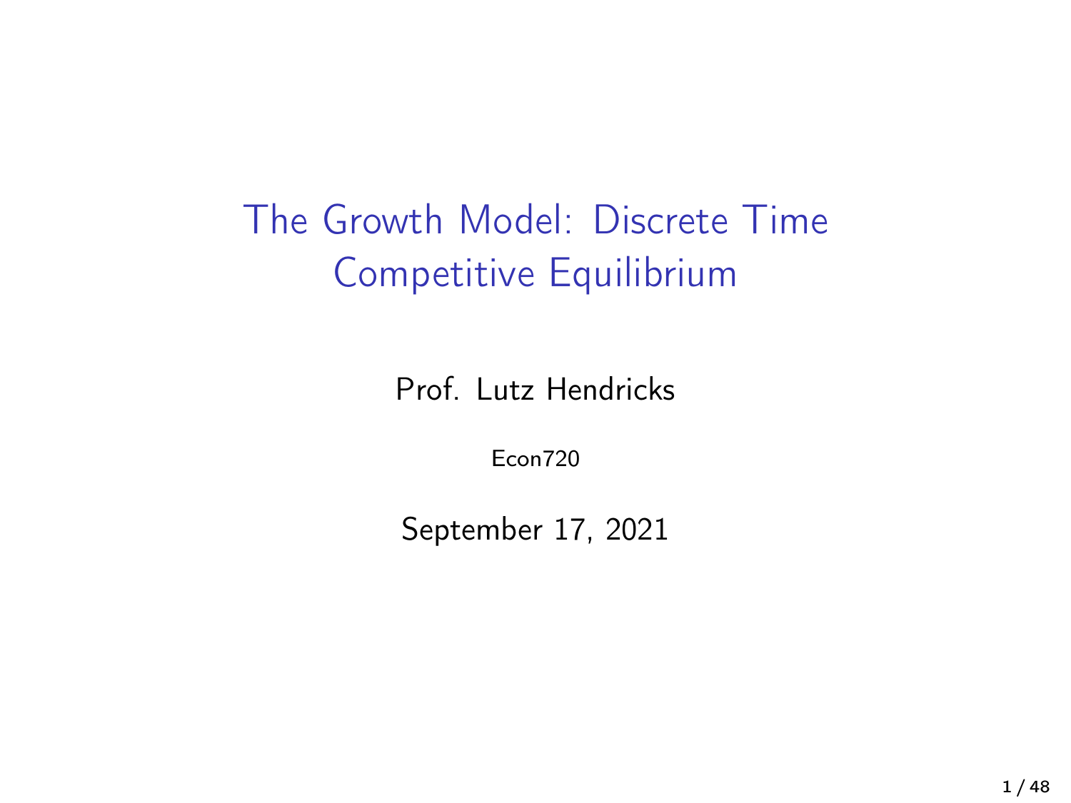# The Growth Model: Discrete Time Competitive Equilibrium

Prof. Lutz Hendricks

Econ720

September 17, 2021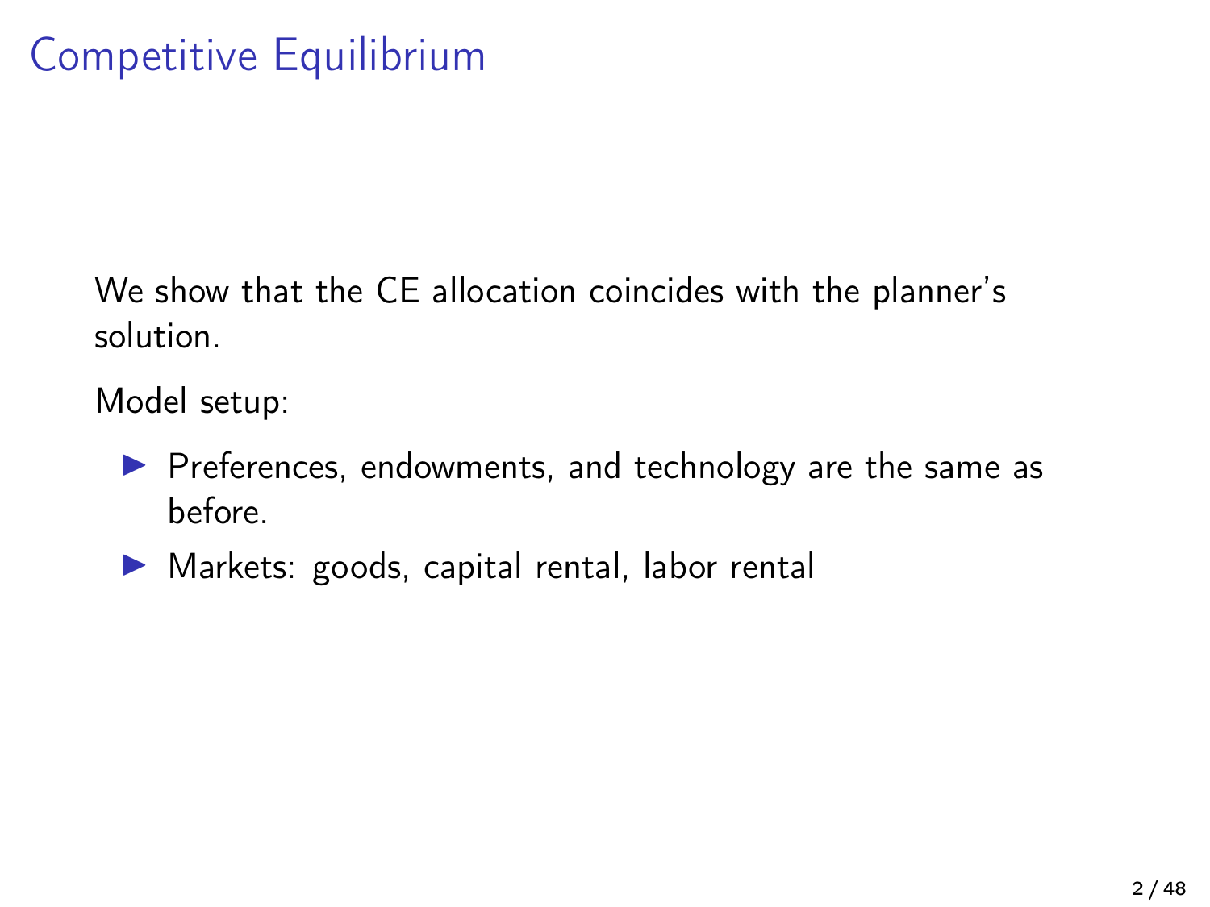# Competitive Equilibrium

We show that the CE allocation coincides with the planner's solution.

Model setup:

- Preferences, endowments, and technology are the same as before.
- Markets: goods, capital rental, labor rental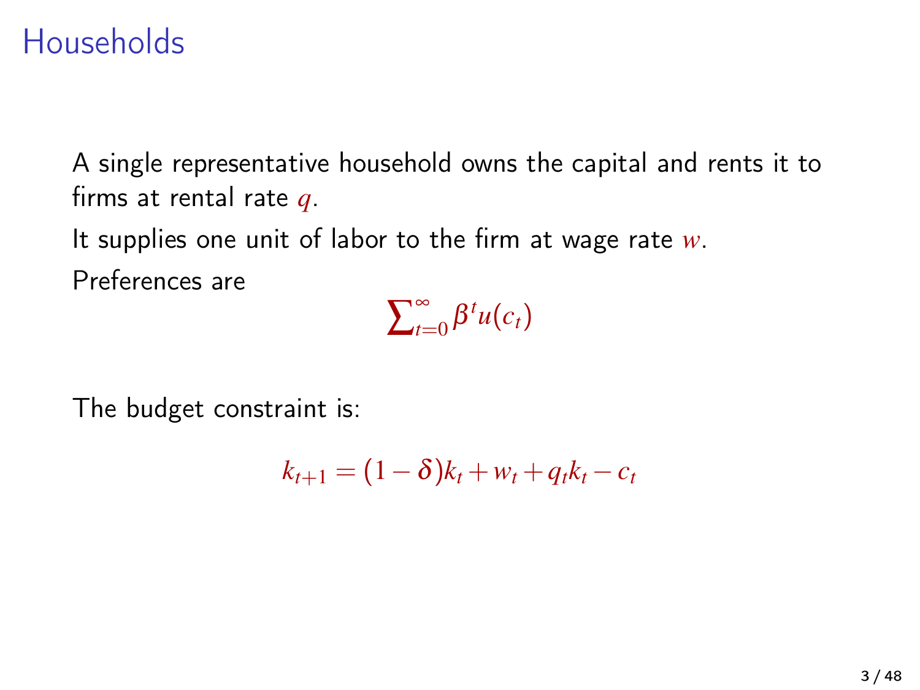# Households

A single representative household owns the capital and rents it to firms at rental rate $q$.

It supplies one unit of labor to the firm at wage rate $w$.

Preferences are

$$\sum_{t=0}^{\infty} \beta^t u(c_t)$$

The budget constraint is:

$$k_{t+1} = (1-\delta)k_t + w_t + q_t k_t - c_t$$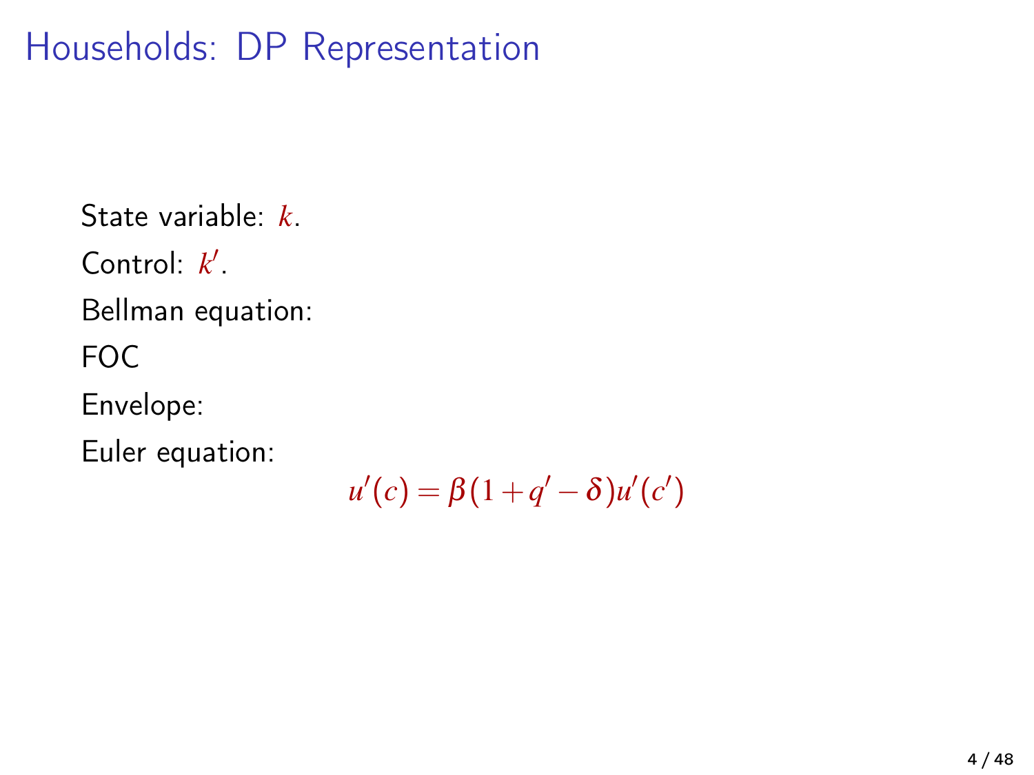# Households: DP Representation

State variable: $k$.

Control: $k'$.

Bellman equation:

FOC

Envelope:

Euler equation:

$$u'(c) = \beta(1 + q' - \delta)u'(c')$$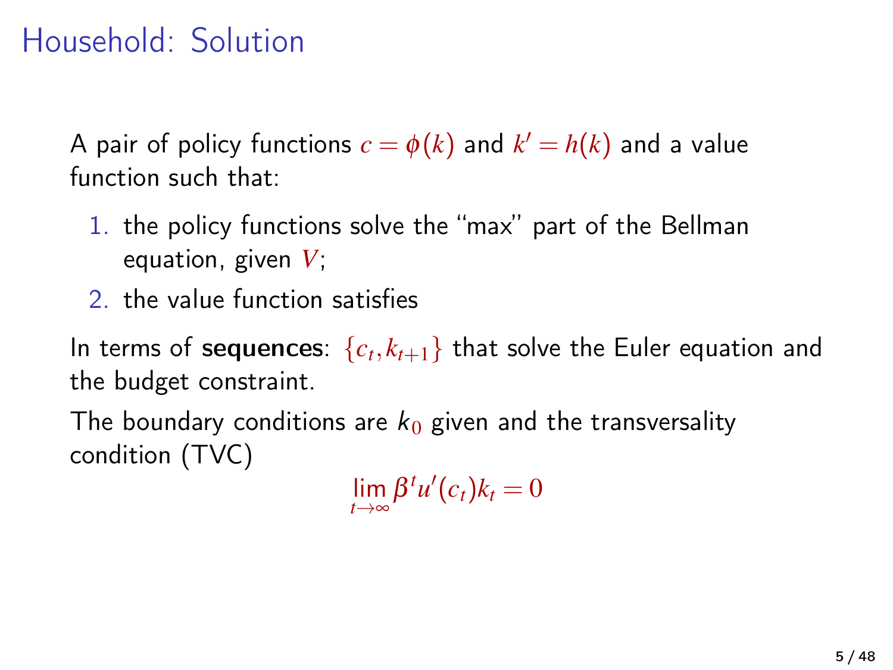# Household: Solution

A pair of policy functions $c = \phi(k)$ and $k' = h(k)$ and a value function such that:

1. the policy functions solve the "max" part of the Bellman equation, given $V$;
2. the value function satisfies

In terms of **sequences**: $\{c_t, k_{t+1}\}$ that solve the Euler equation and the budget constraint.

The boundary conditions are $k_0$ given and the transversality condition (TVC)

$$\lim_{t\to\infty} \beta^t u'(c_t) k_t = 0$$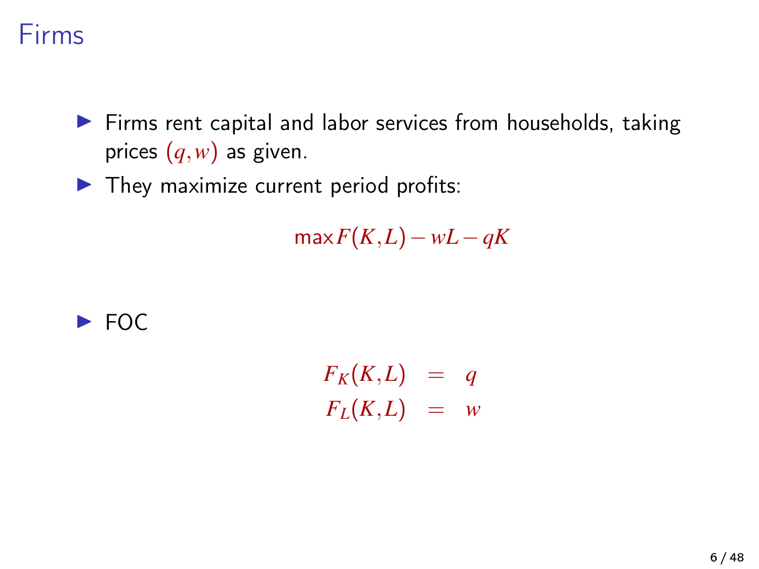# Firms

- Firms rent capital and labor services from households, taking prices $(q, w)$ as given.
- They maximize current period profits:

$$\max F(K, L) - wL - qK$$

- FOC

$$\begin{aligned} F_K(K, L) &= q \\ F_L(K, L) &= w \end{aligned}$$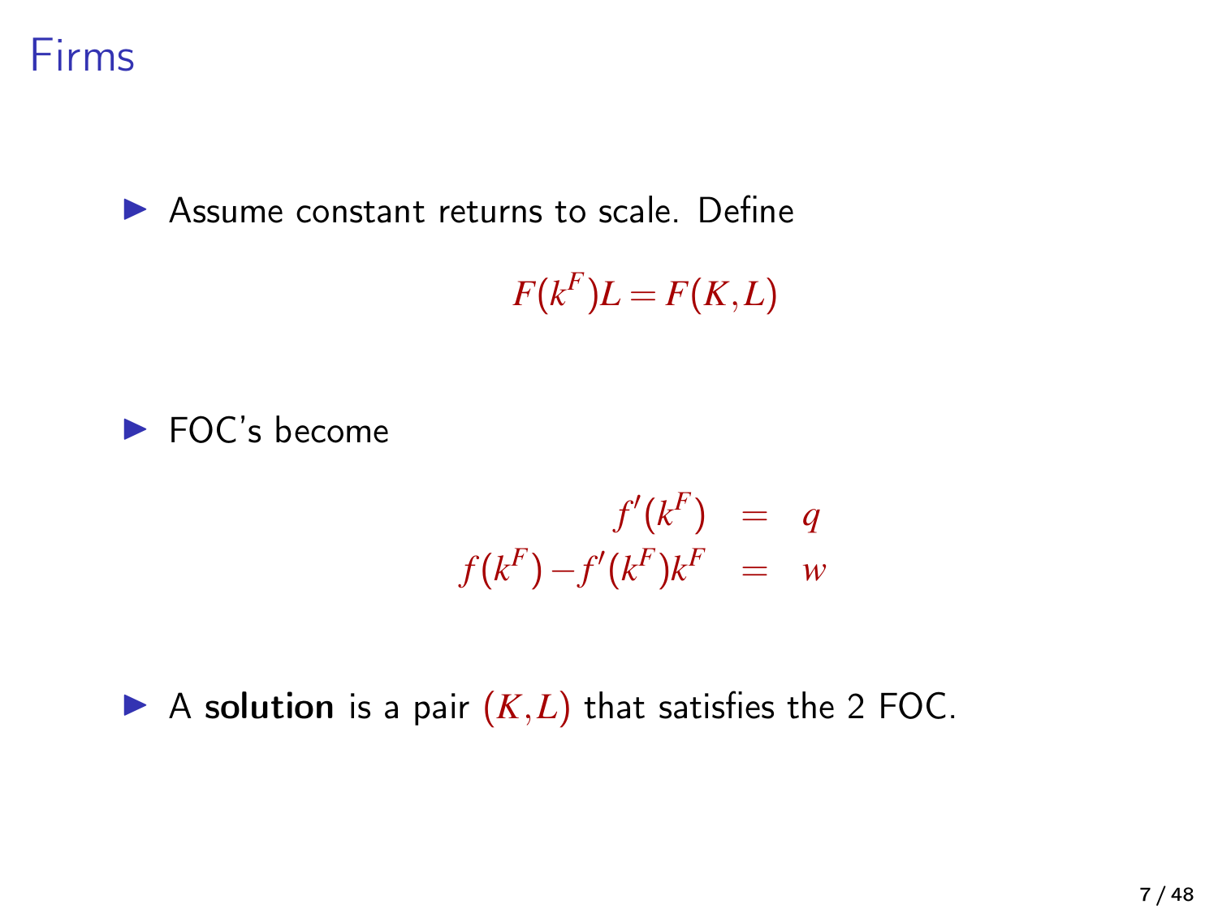# Firms

- Assume constant returns to scale. Define

$$F(k^F)L = F(K,L)$$

- FOC's become

$$\begin{aligned} f'(k^F) &= q \\ f(k^F) - f'(k^F)k^F &= w \end{aligned}$$

- A **solution** is a pair $(K,L)$ that satisfies the 2 FOC.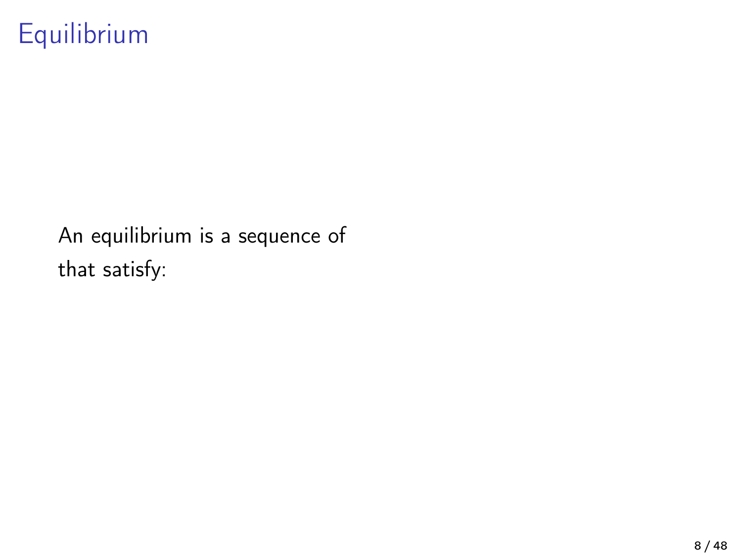# Equilibrium

An equilibrium is a sequence of

that satisfy: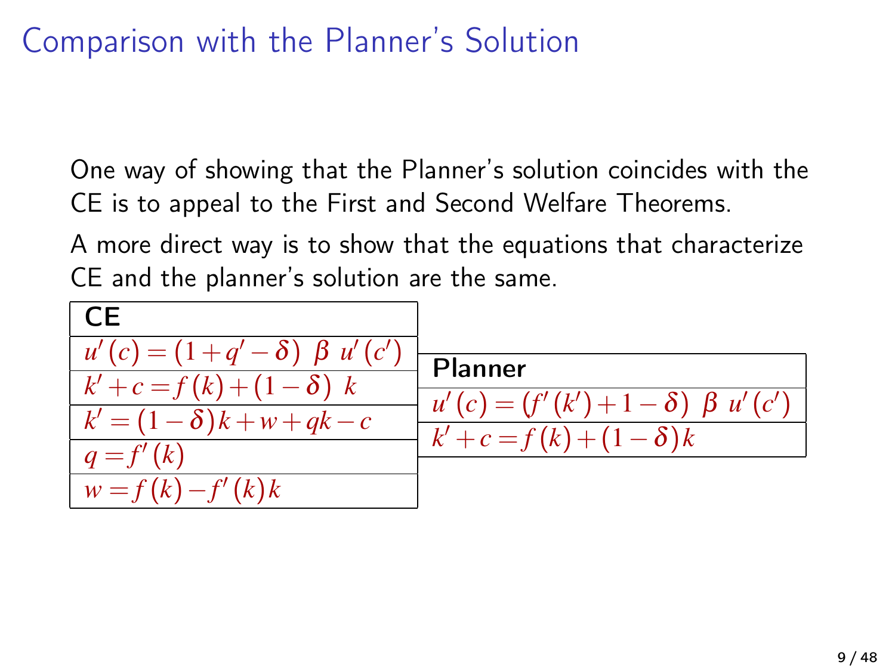# Comparison with the Planner's Solution

One way of showing that the Planner's solution coincides with the CE is to appeal to the First and Second Welfare Theorems.

A more direct way is to show that the equations that characterize CE and the planner's solution are the same.

| CE |
|---|
| $u'(c) = (1 + q' - \delta)\ \beta\ u'(c')$ |
| $k' + c = f(k) + (1 - \delta)\ k$ |
| $k' = (1 - \delta)k + w + qk - c$ |
| $q = f'(k)$ |
| $w = f(k) - f'(k)k$ |

| Planner |
|---|
| $u'(c) = (f'(k') + 1 - \delta)\ \beta\ u'(c')$ |
| $k' + c = f(k) + (1 - \delta)k$ |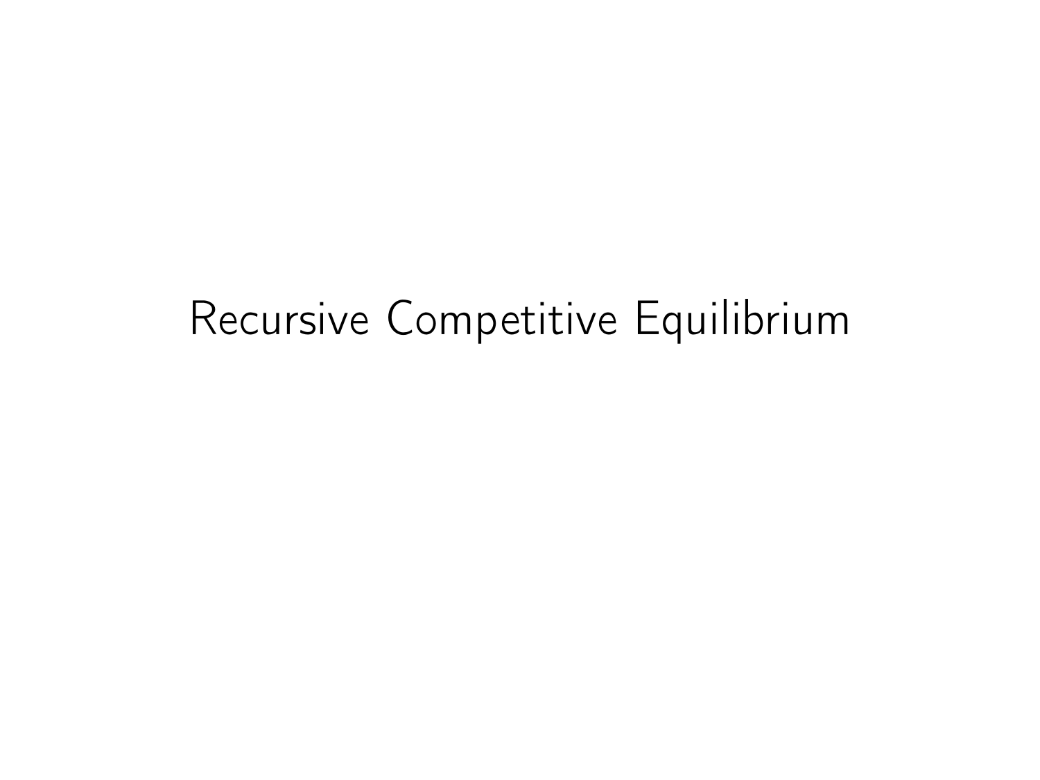# Recursive Competitive Equilibrium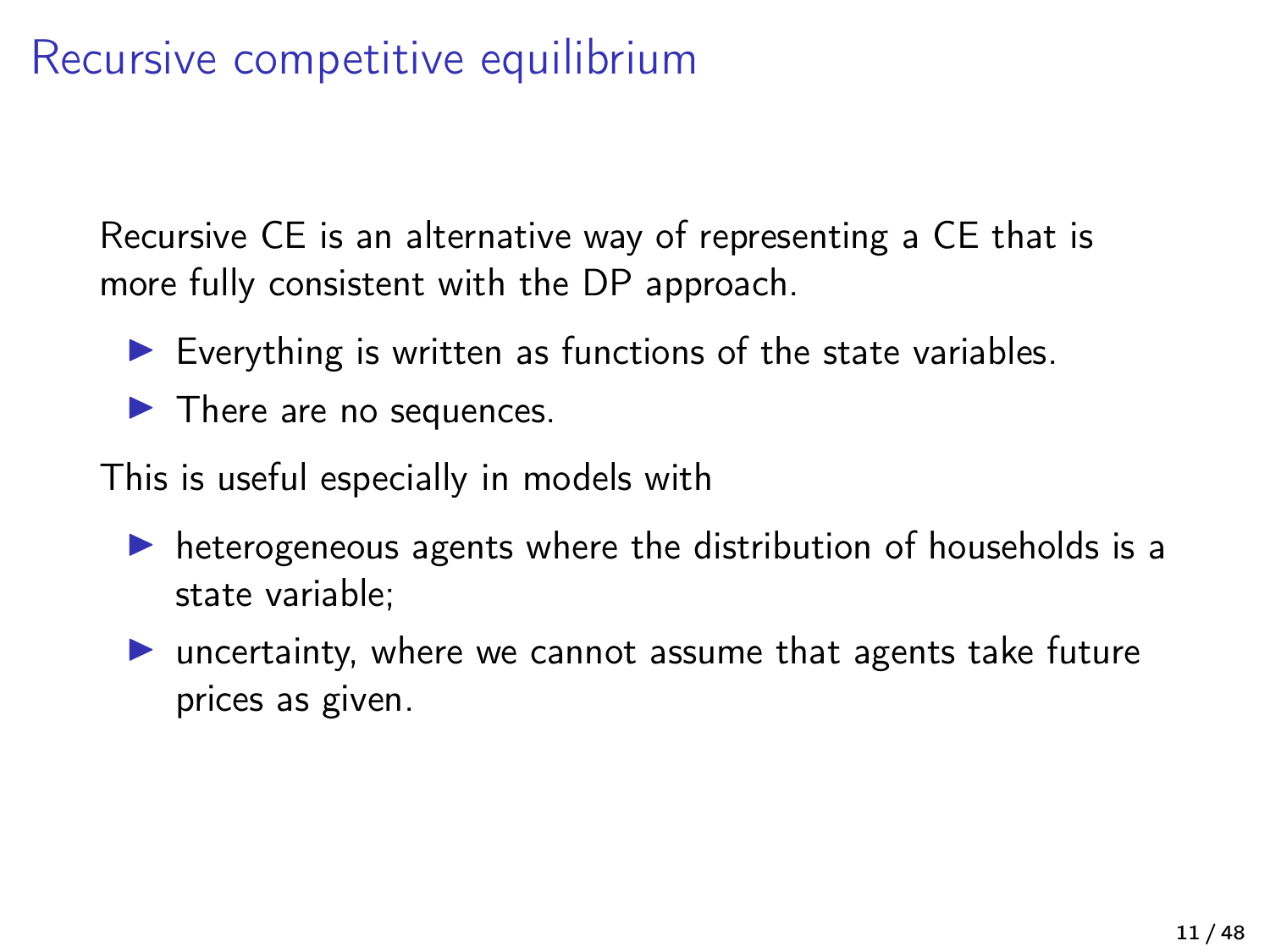# Recursive competitive equilibrium

Recursive CE is an alternative way of representing a CE that is more fully consistent with the DP approach.

- Everything is written as functions of the state variables.
- There are no sequences.

This is useful especially in models with

- heterogeneous agents where the distribution of households is a state variable;
- uncertainty, where we cannot assume that agents take future prices as given.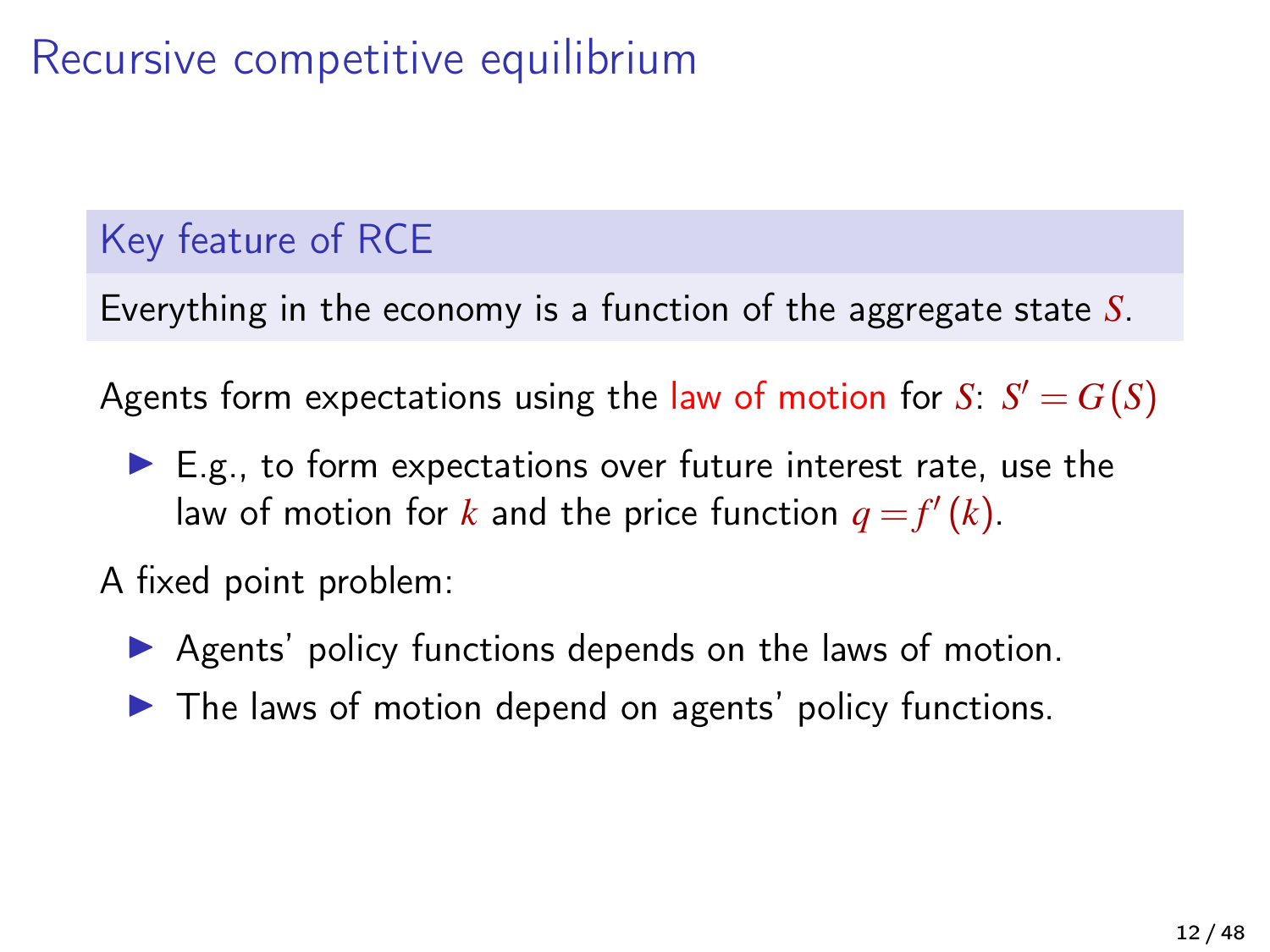# Recursive competitive equilibrium

**Key feature of RCE**

Everything in the economy is a function of the aggregate state $S$.

Agents form expectations using the law of motion for $S$: $S' = G(S)$

- E.g., to form expectations over future interest rate, use the law of motion for $k$ and the price function $q = f'(k)$.

A fixed point problem:

- Agents' policy functions depends on the laws of motion.
- The laws of motion depend on agents' policy functions.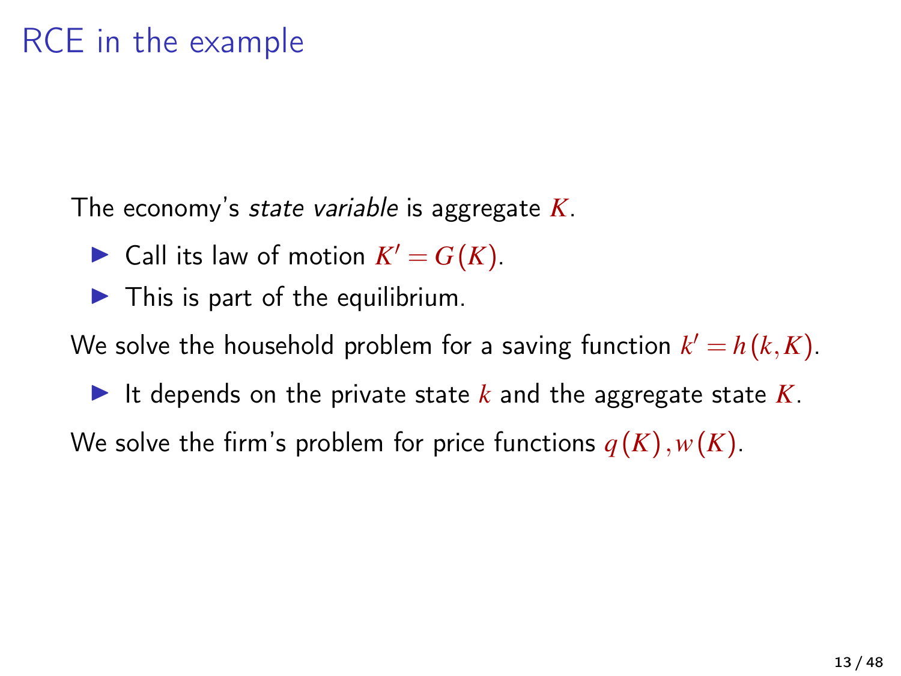# RCE in the example

The economy's *state variable* is aggregate $K$.

- Call its law of motion $K' = G(K)$.
- This is part of the equilibrium.

We solve the household problem for a saving function $k' = h(k, K)$.

- It depends on the private state $k$ and the aggregate state $K$.

We solve the firm's problem for price functions $q(K), w(K)$.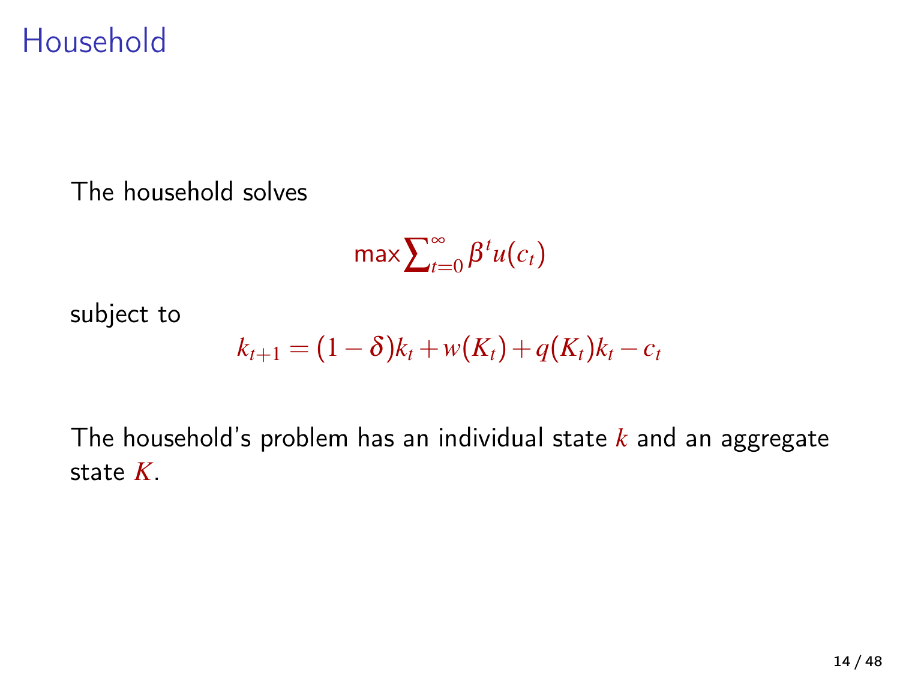# Household

The household solves

$$\max \sum_{t=0}^{\infty} \beta^t u(c_t)$$

subject to

$$k_{t+1} = (1-\delta)k_t + w(K_t) + q(K_t)k_t - c_t$$

The household's problem has an individual state $k$ and an aggregate state $K$.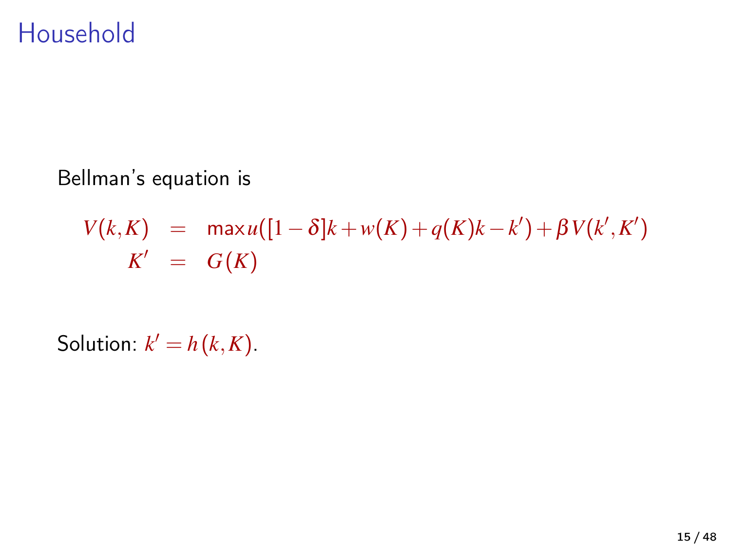# Household

Bellman's equation is

$$
\begin{aligned}
V(k,K) &= \max u([1-\delta]k + w(K) + q(K)k - k') + \beta V(k',K') \\
K' &= G(K)
\end{aligned}
$$

Solution: $k' = h(k,K)$.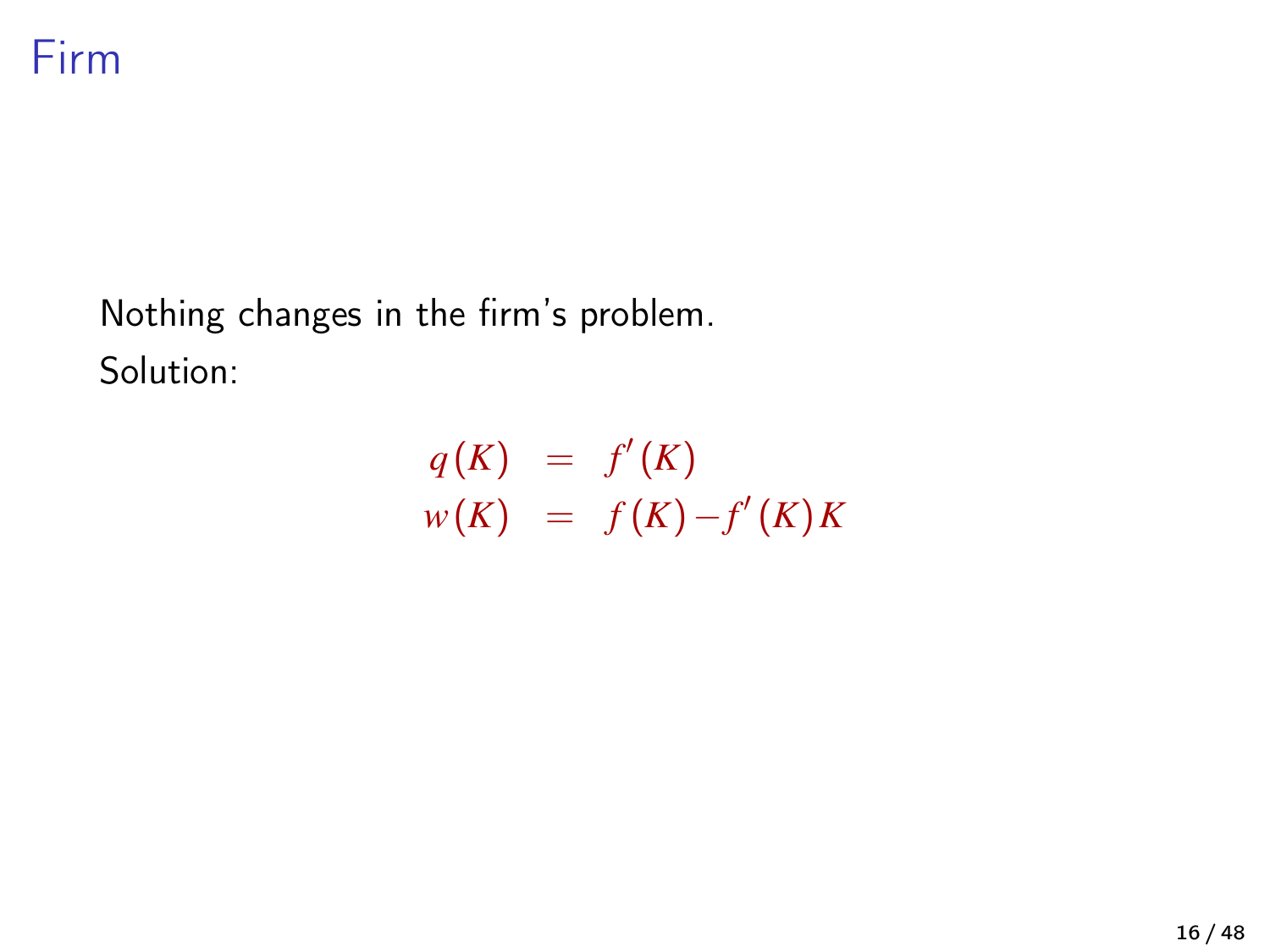# Firm

Nothing changes in the firm's problem.

Solution:

$$
\begin{aligned}
q(K) &= f'(K) \\
w(K) &= f(K) - f'(K)K
\end{aligned}
$$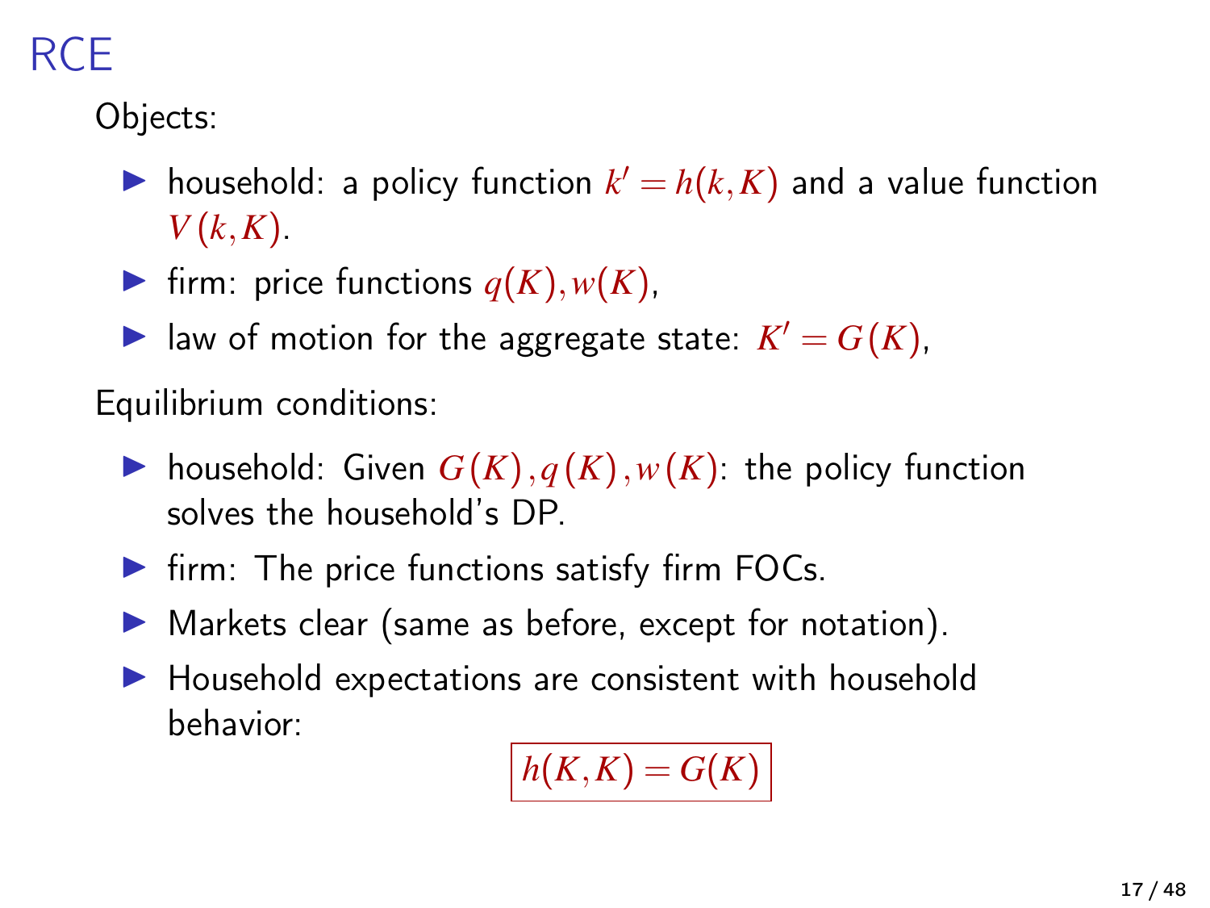# RCE

Objects:

- household: a policy function $k' = h(k, K)$ and a value function $V(k, K)$.
- firm: price functions $q(K), w(K)$,
- law of motion for the aggregate state: $K' = G(K)$,

Equilibrium conditions:

- household: Given $G(K), q(K), w(K)$: the policy function solves the household's DP.
- firm: The price functions satisfy firm FOCs.
- Markets clear (same as before, except for notation).
- Household expectations are consistent with household behavior:

$$\boxed{h(K, K) = G(K)}$$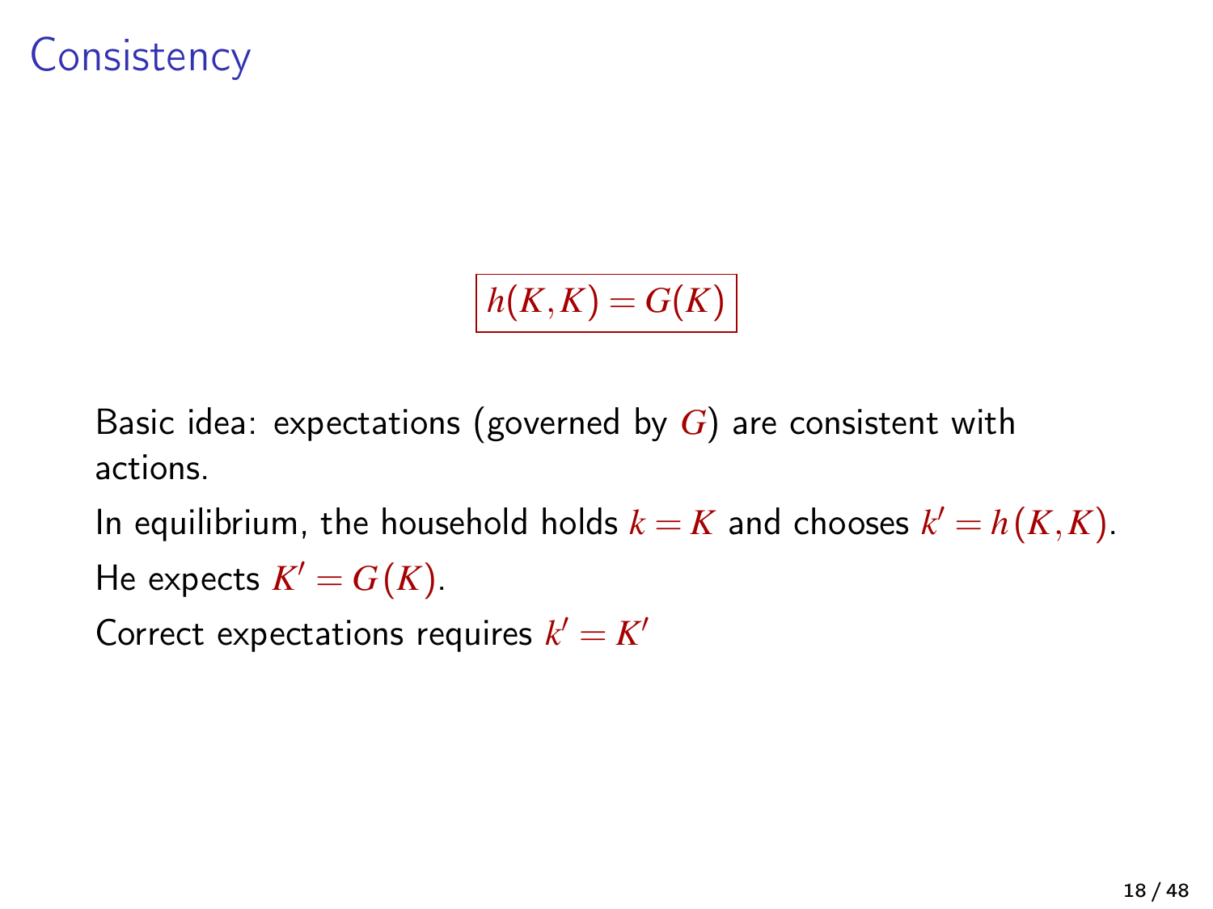# Consistency

$$\boxed{h(K,K) = G(K)}$$

Basic idea: expectations (governed by $G$) are consistent with actions.

In equilibrium, the household holds $k = K$ and chooses $k' = h(K,K)$.

He expects $K' = G(K)$.

Correct expectations requires $k' = K'$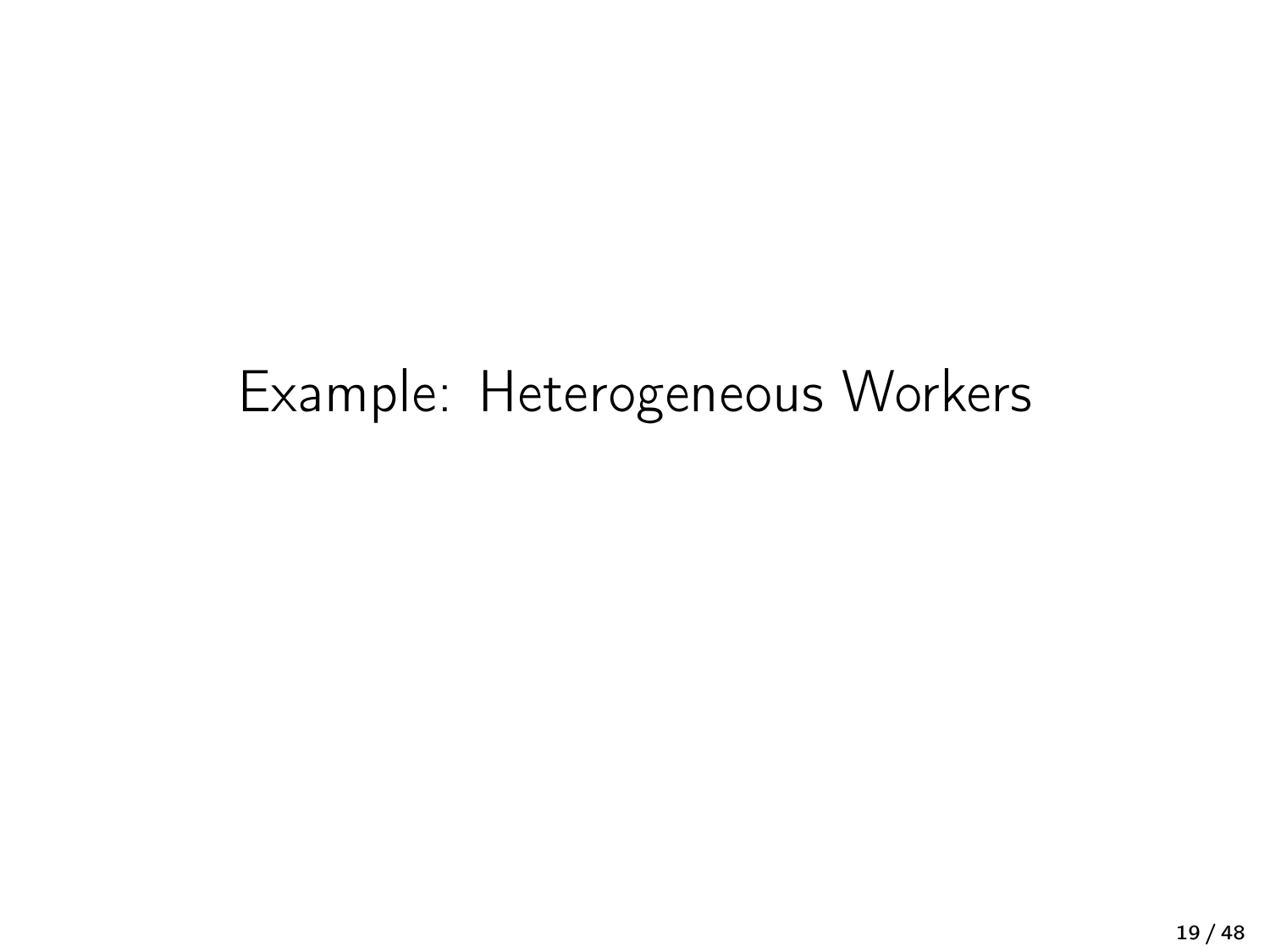# Example: Heterogeneous Workers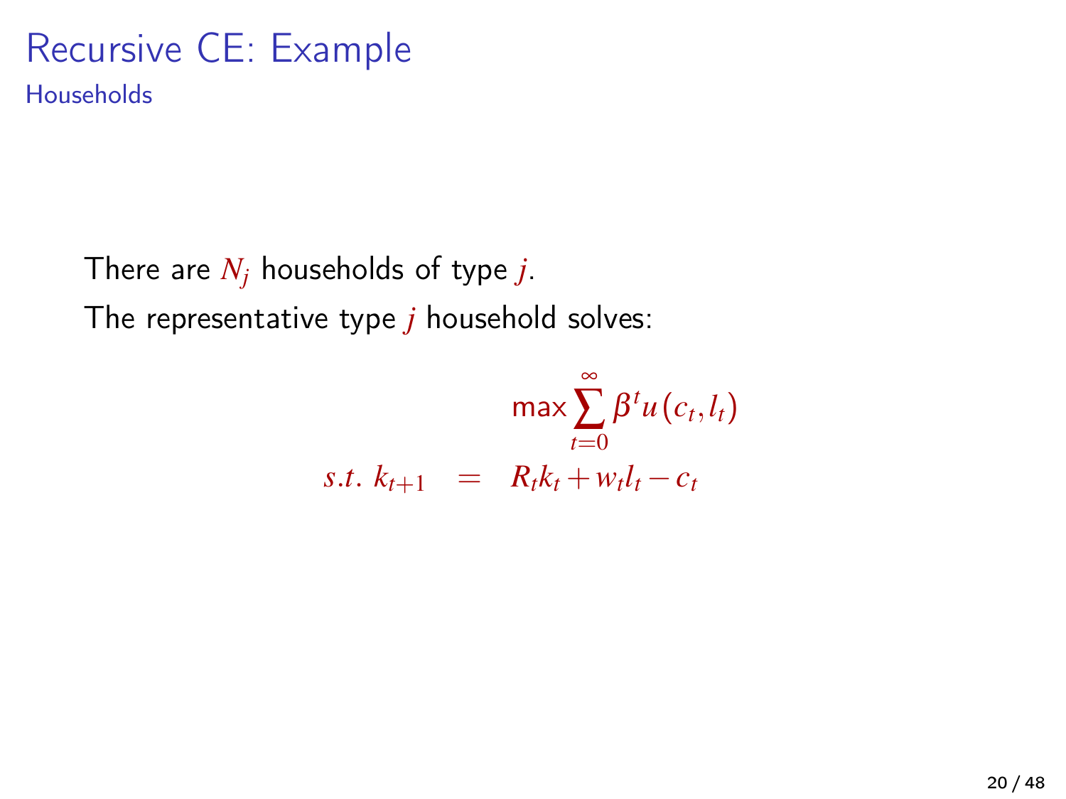# Recursive CE: Example

## Households

There are $N_j$ households of type $j$.

The representative type $j$ household solves:

$$\max \sum_{t=0}^{\infty} \beta^t u(c_t, l_t)$$

$$s.t.\ k_{t+1} = R_t k_t + w_t l_t - c_t$$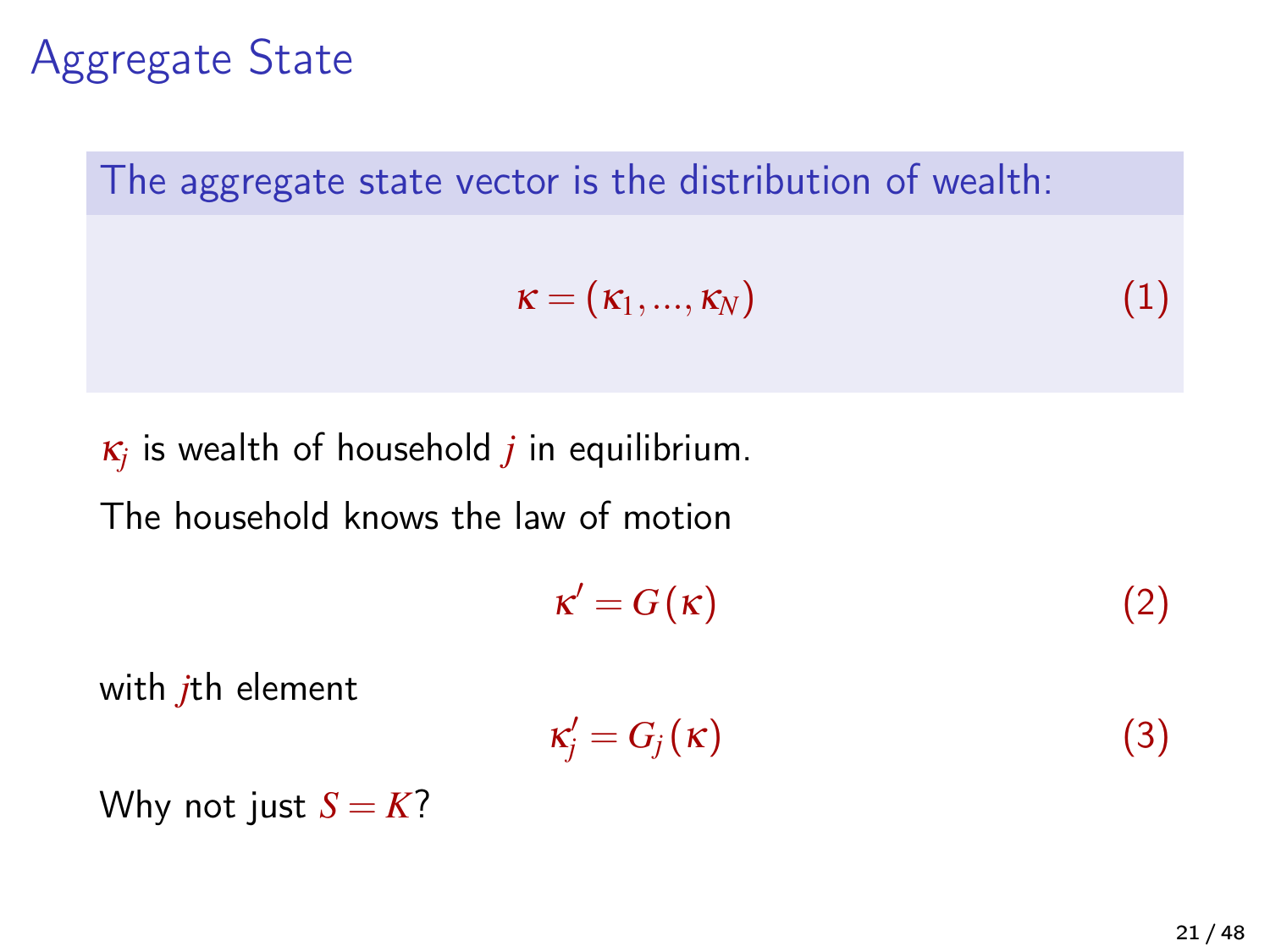# Aggregate State

**The aggregate state vector is the distribution of wealth:**

$$\kappa = (\kappa_1, ..., \kappa_N) \tag{1}$$

$\kappa_j$ is wealth of household $j$ in equilibrium.

The household knows the law of motion

$$\kappa' = G(\kappa) \tag{2}$$

with $j$th element

$$\kappa_j' = G_j(\kappa) \tag{3}$$

Why not just $S = K$?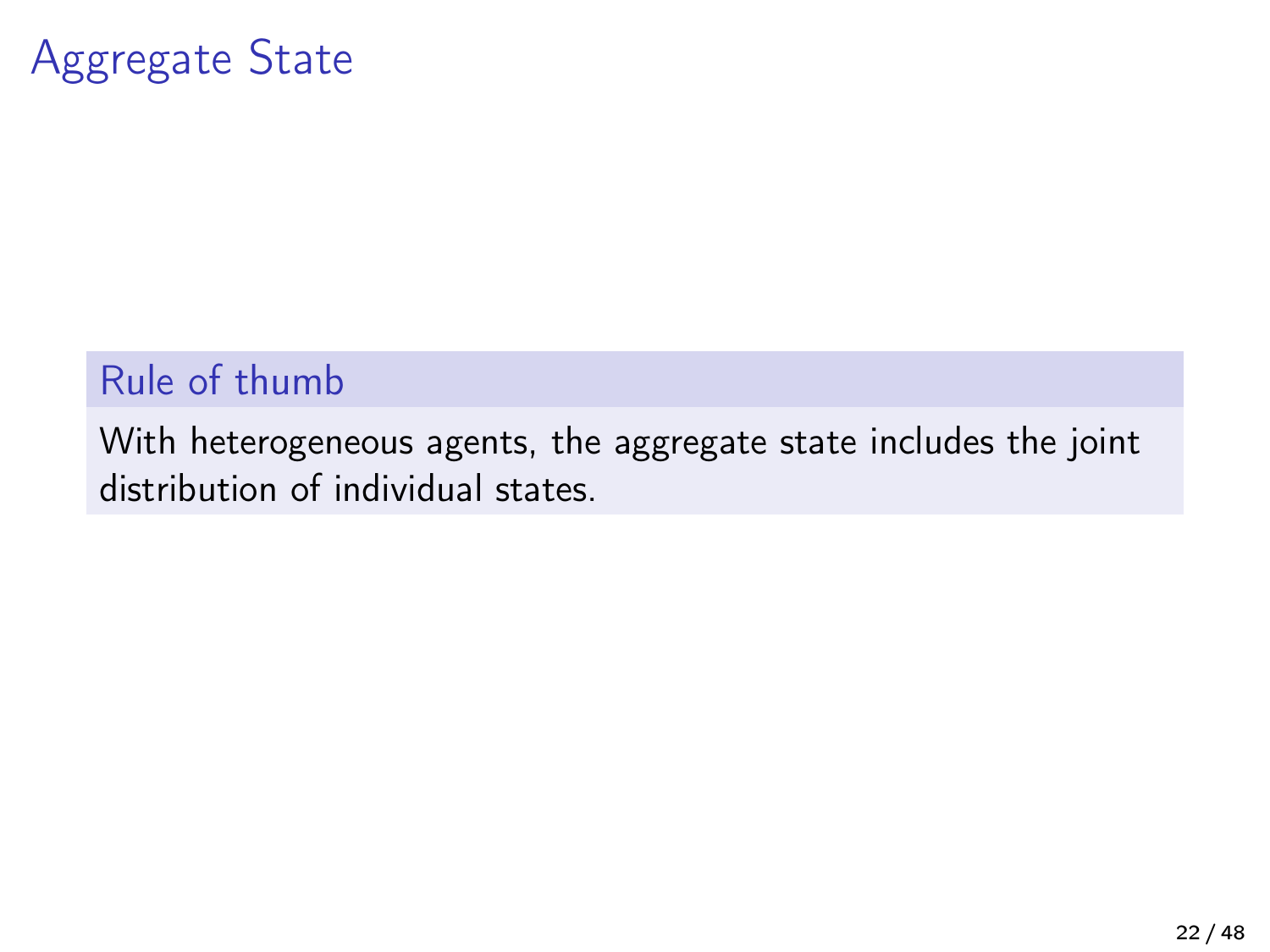# Aggregate State

**Rule of thumb**

With heterogeneous agents, the aggregate state includes the joint distribution of individual states.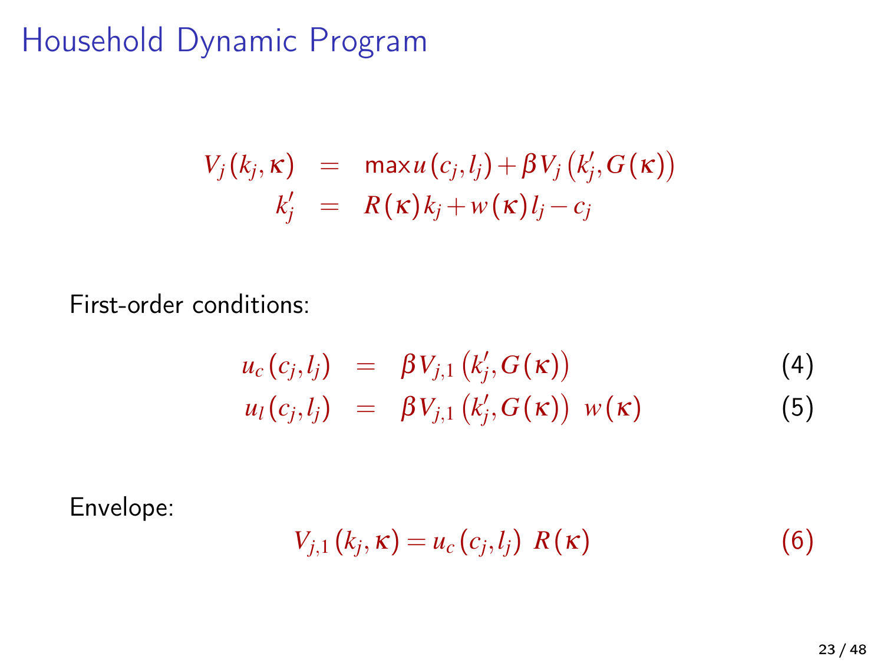# Household Dynamic Program

$$
\begin{aligned}
V_j(k_j, \kappa) &= \max u(c_j, l_j) + \beta V_j(k_j', G(\kappa)) \\
k_j' &= R(\kappa) k_j + w(\kappa) l_j - c_j
\end{aligned}
$$

First-order conditions:

$$
\begin{aligned}
u_c(c_j, l_j) &= \beta V_{j,1}(k_j', G(\kappa)) && (4) \\
u_l(c_j, l_j) &= \beta V_{j,1}(k_j', G(\kappa)) \; w(\kappa) && (5)
\end{aligned}
$$

Envelope:

$$
V_{j,1}(k_j, \kappa) = u_c(c_j, l_j) \; R(\kappa) \qquad (6)
$$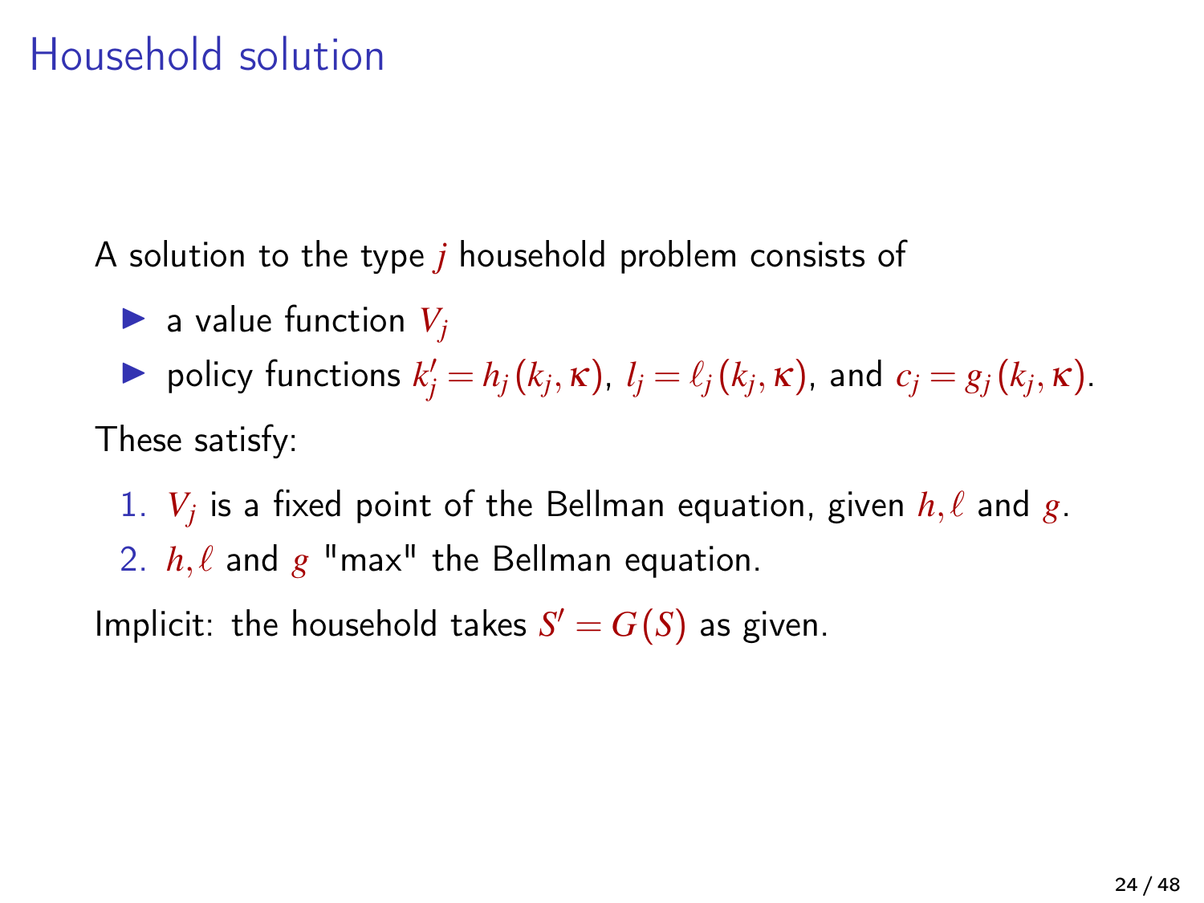# Household solution

A solution to the type $j$ household problem consists of

- a value function $V_j$
- policy functions $k_j' = h_j(k_j, \kappa)$, $l_j = \ell_j(k_j, \kappa)$, and $c_j = g_j(k_j, \kappa)$.

These satisfy:

1. $V_j$ is a fixed point of the Bellman equation, given $h, \ell$ and $g$.
2. $h, \ell$ and $g$ "max" the Bellman equation.

Implicit: the household takes $S' = G(S)$ as given.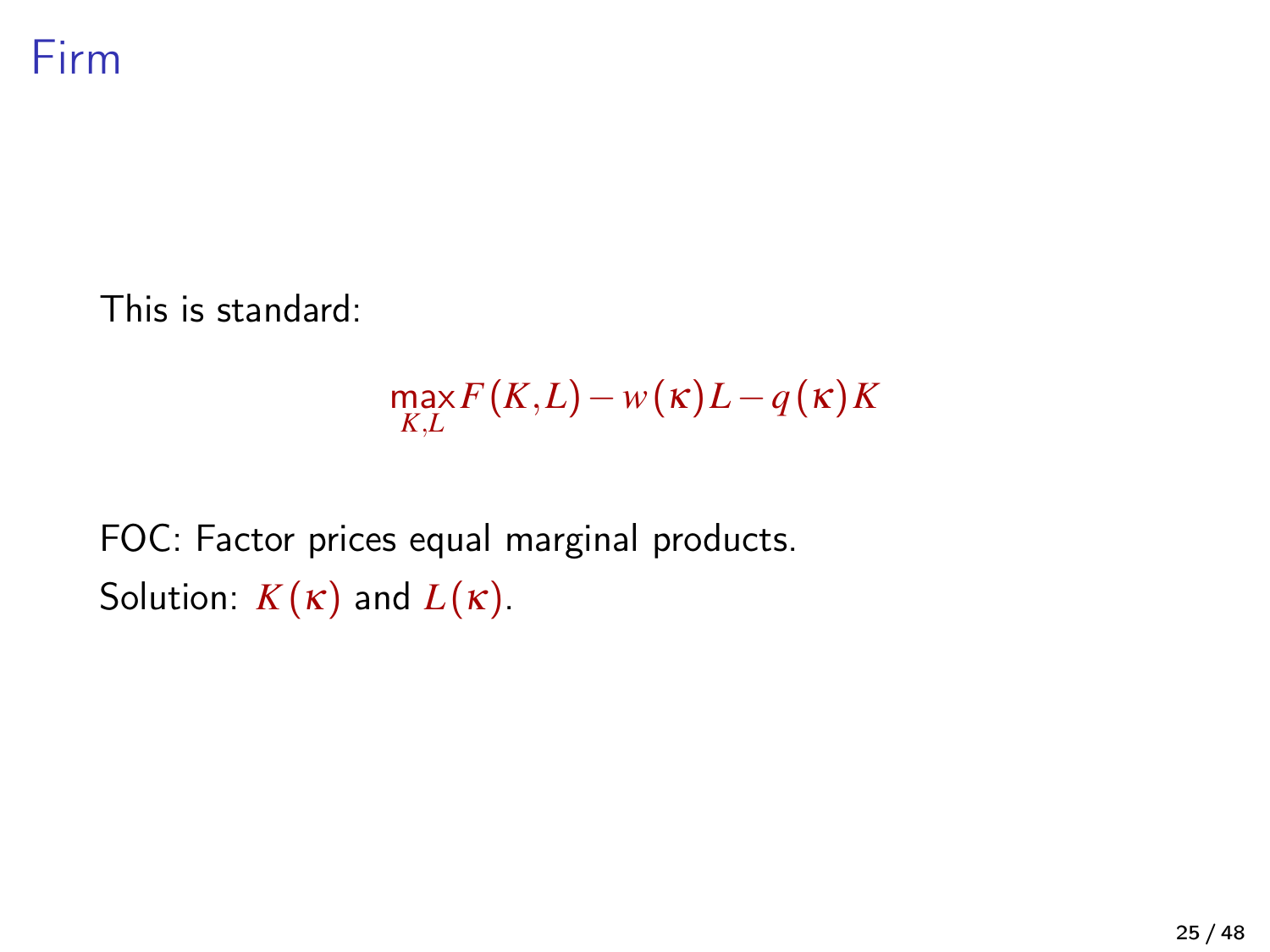# Firm

This is standard:

$$\max_{K,L} F(K,L) - w(\kappa)L - q(\kappa)K$$

FOC: Factor prices equal marginal products.

Solution: $K(\kappa)$ and $L(\kappa)$.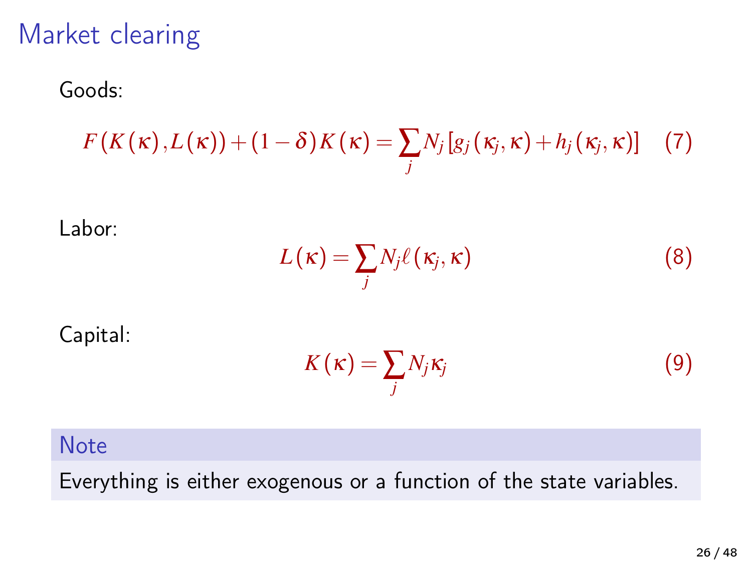# Market clearing

Goods:

$$F\left(K\left(\kappa\right),L\left(\kappa\right)\right)+\left(1-\delta\right)K\left(\kappa\right)=\sum_{j}N_{j}\left[g_{j}\left(\kappa_{j},\kappa\right)+h_{j}\left(\kappa_{j},\kappa\right)\right] \quad (7)$$

Labor:

$$L\left(\kappa\right)=\sum_{j}N_{j}\ell\left(\kappa_{j},\kappa\right) \quad (8)$$

Capital:

$$K\left(\kappa\right)=\sum_{j}N_{j}\kappa_{j} \quad (9)$$

**Note**

Everything is either exogenous or a function of the state variables.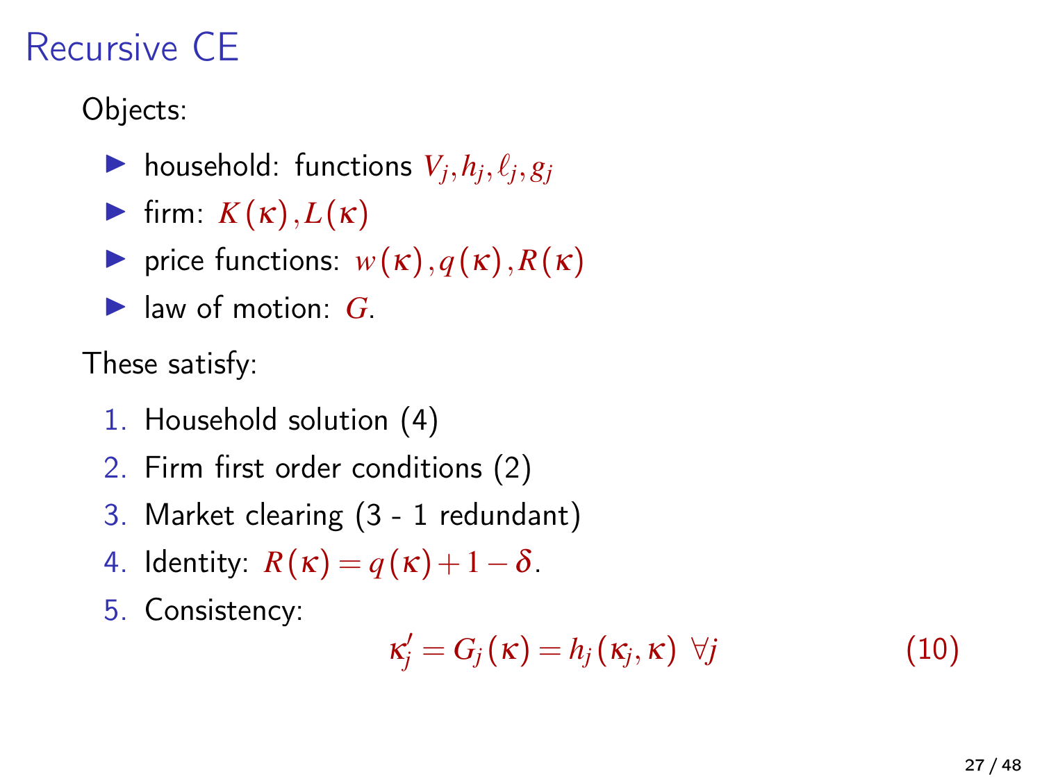# Recursive CE

Objects:

- household: functions $V_j, h_j, \ell_j, g_j$
- firm: $K(\kappa), L(\kappa)$
- price functions: $w(\kappa), q(\kappa), R(\kappa)$
- law of motion: $G$.

These satisfy:

1. Household solution (4)
2. Firm first order conditions (2)
3. Market clearing (3 - 1 redundant)
4. Identity: $R(\kappa) = q(\kappa) + 1 - \delta$.
5. Consistency:

$$\kappa_j' = G_j(\kappa) = h_j(\kappa_j, \kappa) \;\; \forall j \tag{10}$$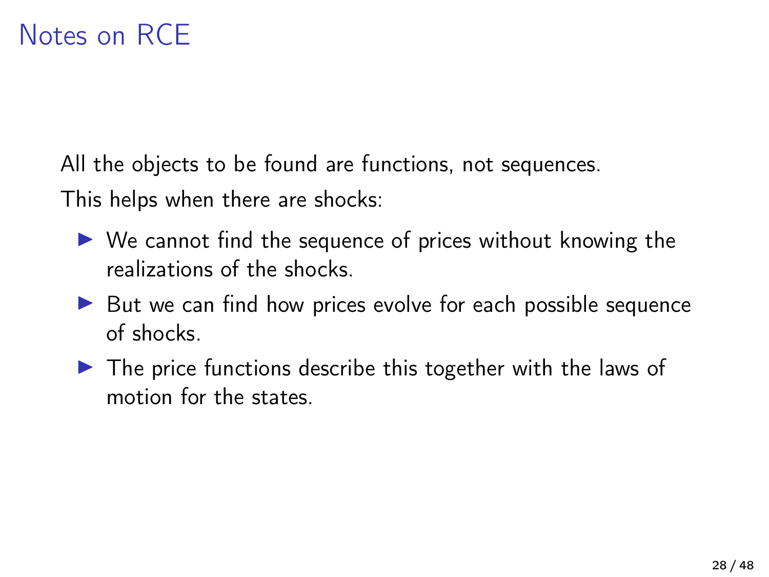# Notes on RCE

All the objects to be found are functions, not sequences.

This helps when there are shocks:

- We cannot find the sequence of prices without knowing the realizations of the shocks.
- But we can find how prices evolve for each possible sequence of shocks.
- The price functions describe this together with the laws of motion for the states.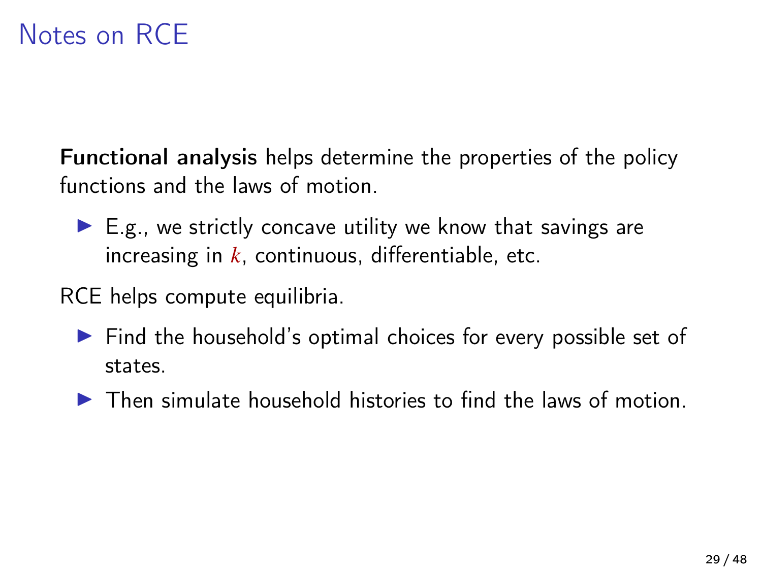# Notes on RCE

**Functional analysis** helps determine the properties of the policy functions and the laws of motion.

- E.g., we strictly concave utility we know that savings are increasing in $k$, continuous, differentiable, etc.

RCE helps compute equilibria.

- Find the household's optimal choices for every possible set of states.
- Then simulate household histories to find the laws of motion.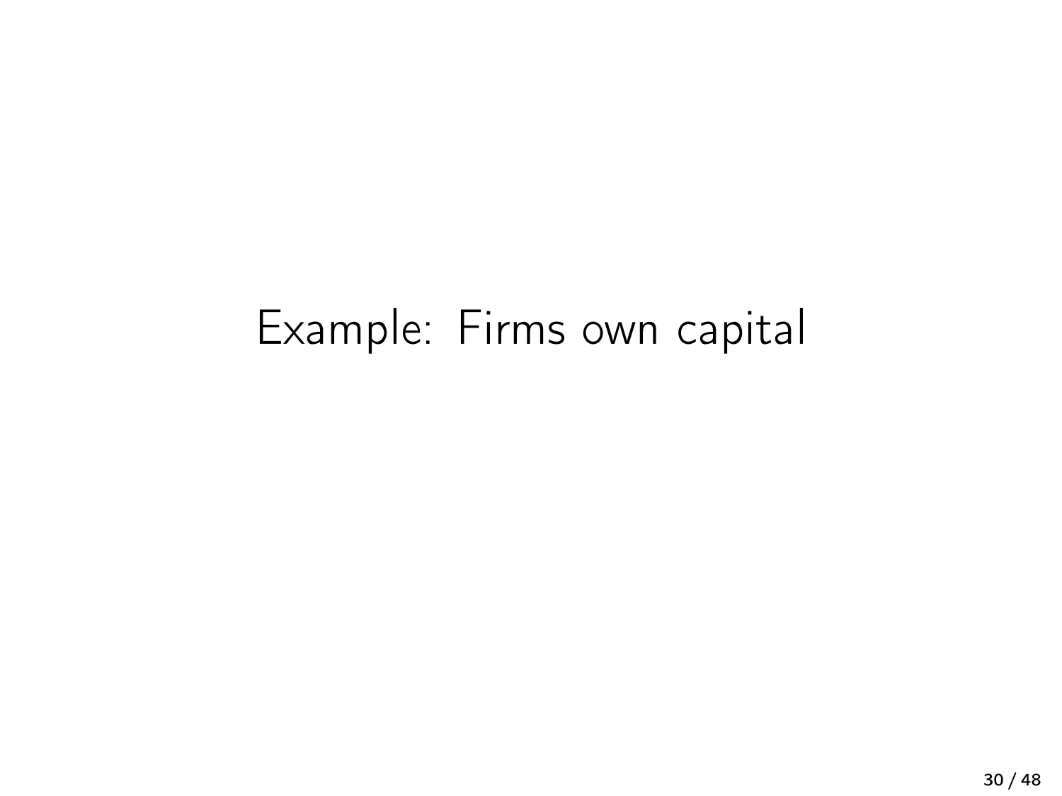# Example: Firms own capital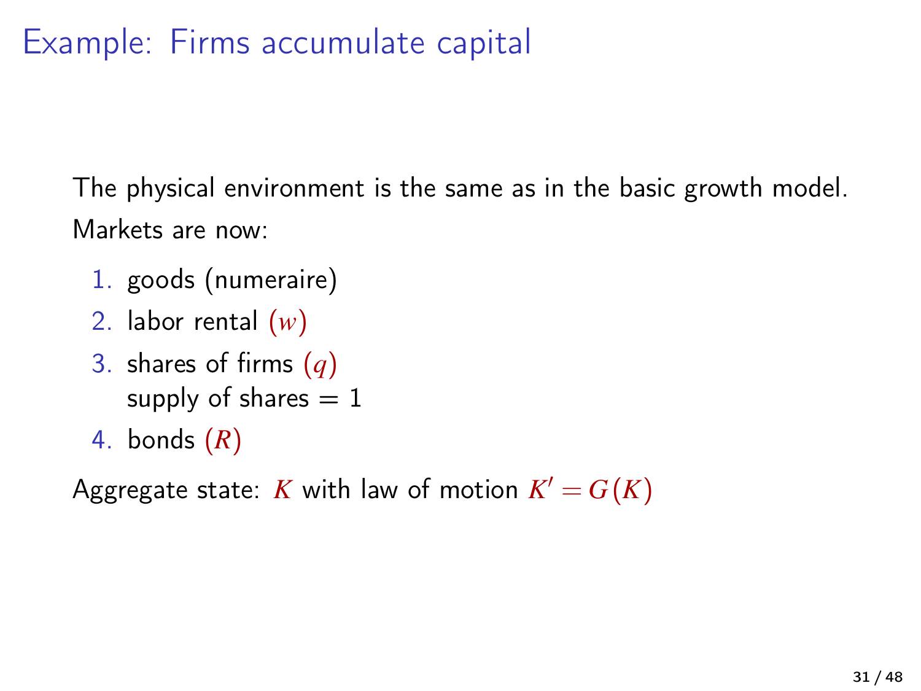# Example: Firms accumulate capital

The physical environment is the same as in the basic growth model.

Markets are now:

1. goods (numeraire)
2. labor rental $(w)$
3. shares of firms $(q)$
   supply of shares = 1
4. bonds $(R)$

Aggregate state: $K$ with law of motion $K' = G(K)$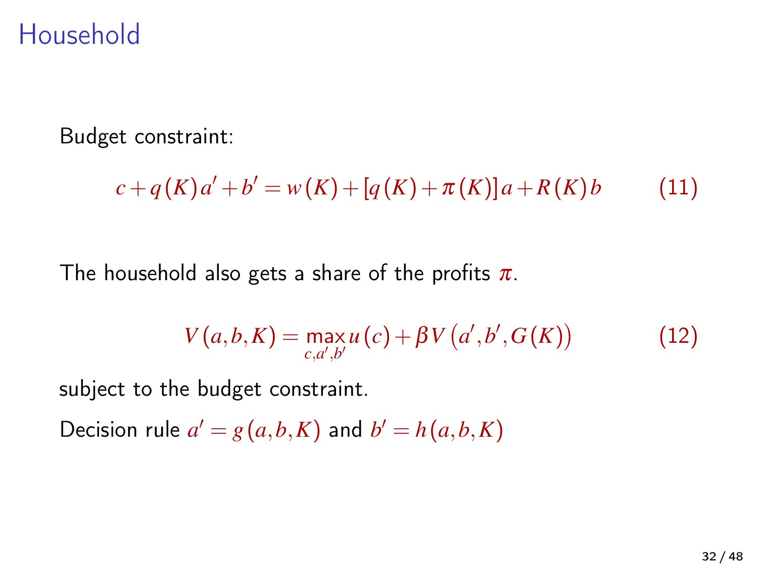# Household

Budget constraint:

$$c + q(K)a' + b' = w(K) + [q(K) + \pi(K)]a + R(K)b \tag{11}$$

The household also gets a share of the profits $\pi$.

$$V(a,b,K) = \max_{c,a',b'} u(c) + \beta V(a',b',G(K)) \tag{12}$$

subject to the budget constraint.

Decision rule $a' = g(a,b,K)$ and $b' = h(a,b,K)$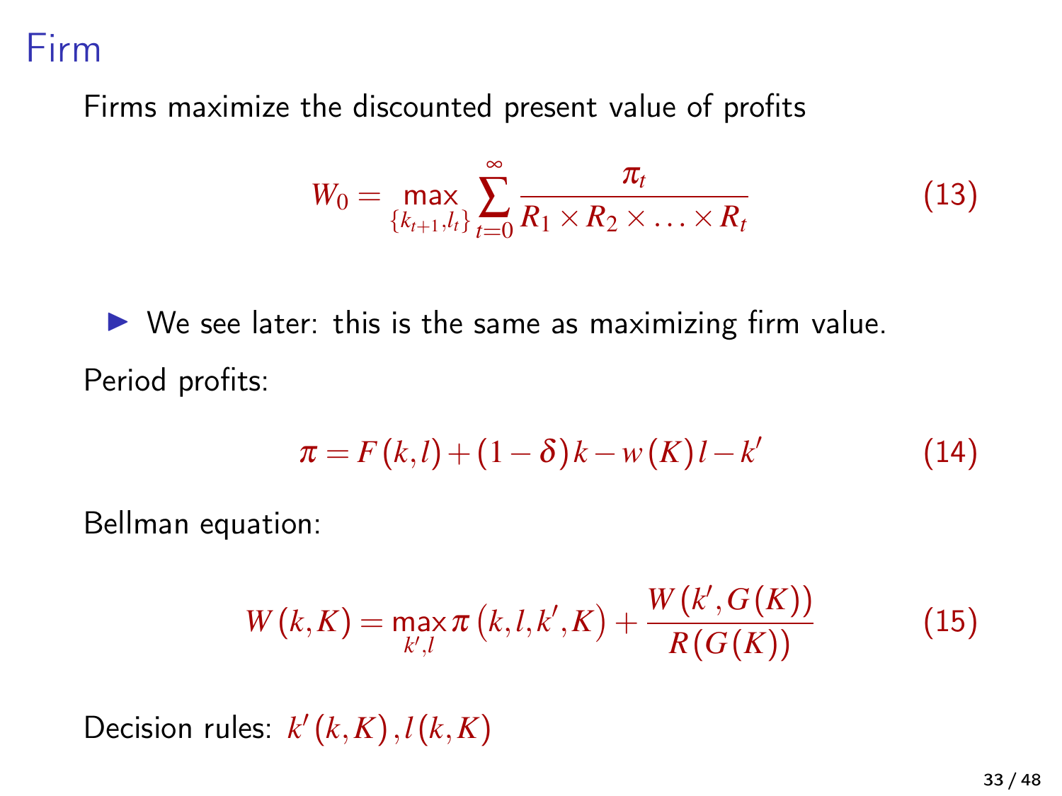# Firm

Firms maximize the discounted present value of profits

$$W_0 = \max_{\{k_{t+1}, l_t\}} \sum_{t=0}^{\infty} \frac{\pi_t}{R_1 \times R_2 \times \ldots \times R_t} \tag{13}$$

- We see later: this is the same as maximizing firm value.

Period profits:

$$\pi = F(k,l) + (1-\delta)k - w(K)l - k' \tag{14}$$

Bellman equation:

$$W(k,K) = \max_{k',l} \pi\left(k,l,k',K\right) + \frac{W(k', G(K))}{R(G(K))} \tag{15}$$

Decision rules: $k'(k,K), l(k,K)$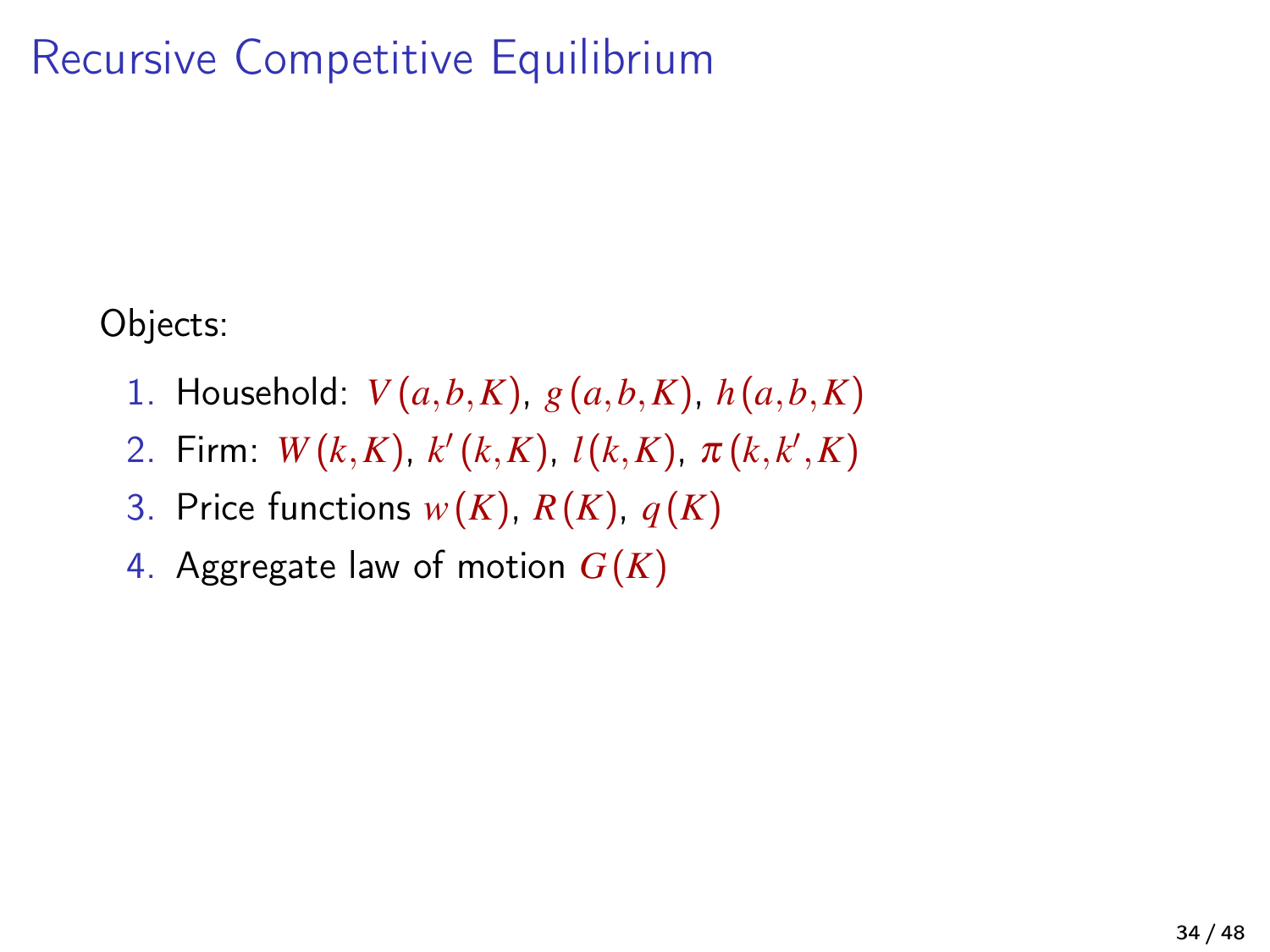# Recursive Competitive Equilibrium

Objects:

1. Household: $V(a,b,K)$, $g(a,b,K)$, $h(a,b,K)$
2. Firm: $W(k,K)$, $k'(k,K)$, $l(k,K)$, $\pi(k,k',K)$
3. Price functions $w(K)$, $R(K)$, $q(K)$
4. Aggregate law of motion $G(K)$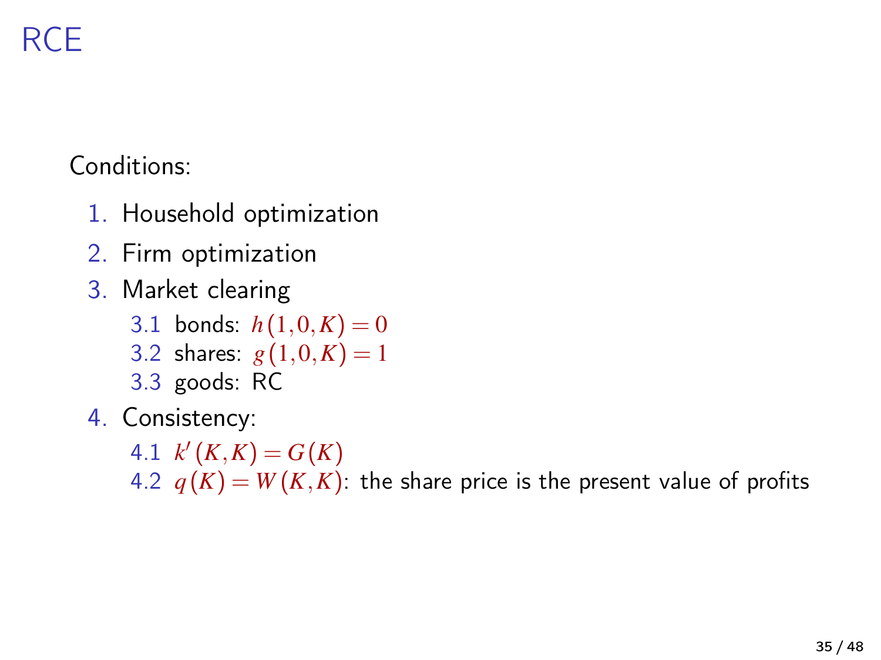# RCE

Conditions:

1. Household optimization
2. Firm optimization
3. Market clearing
   3.1 bonds: $h(1,0,K) = 0$
   3.2 shares: $g(1,0,K) = 1$
   3.3 goods: RC
4. Consistency:
   4.1 $k'(K,K) = G(K)$
   4.2 $q(K) = W(K,K)$: the share price is the present value of profits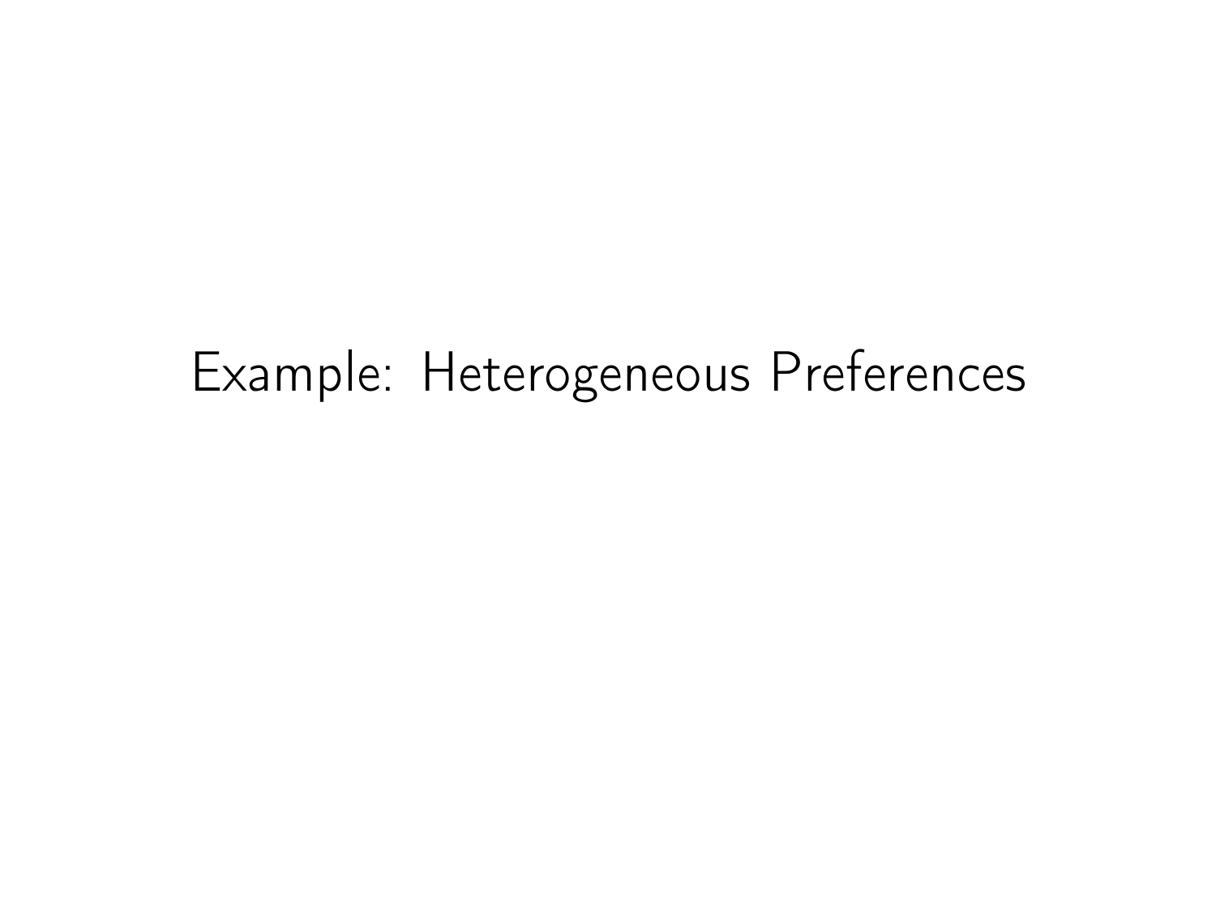# Example: Heterogeneous Preferences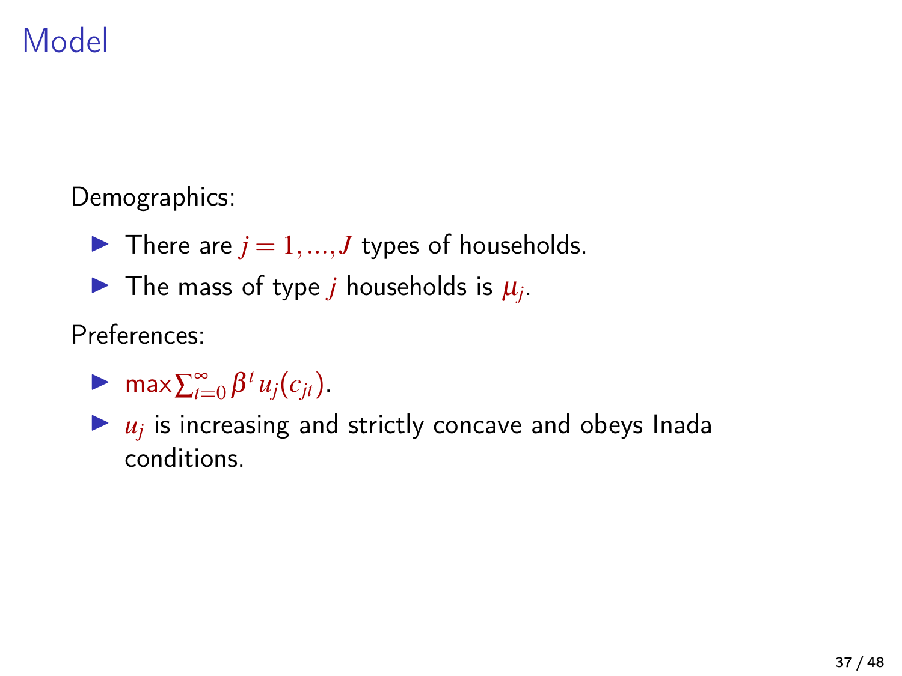# Model

Demographics:

- There are $j = 1, ..., J$ types of households.
- The mass of type $j$ households is $\mu_j$.

Preferences:

- $\max \sum_{t=0}^{\infty} \beta^t u_j(c_{jt})$.
- $u_j$ is increasing and strictly concave and obeys Inada conditions.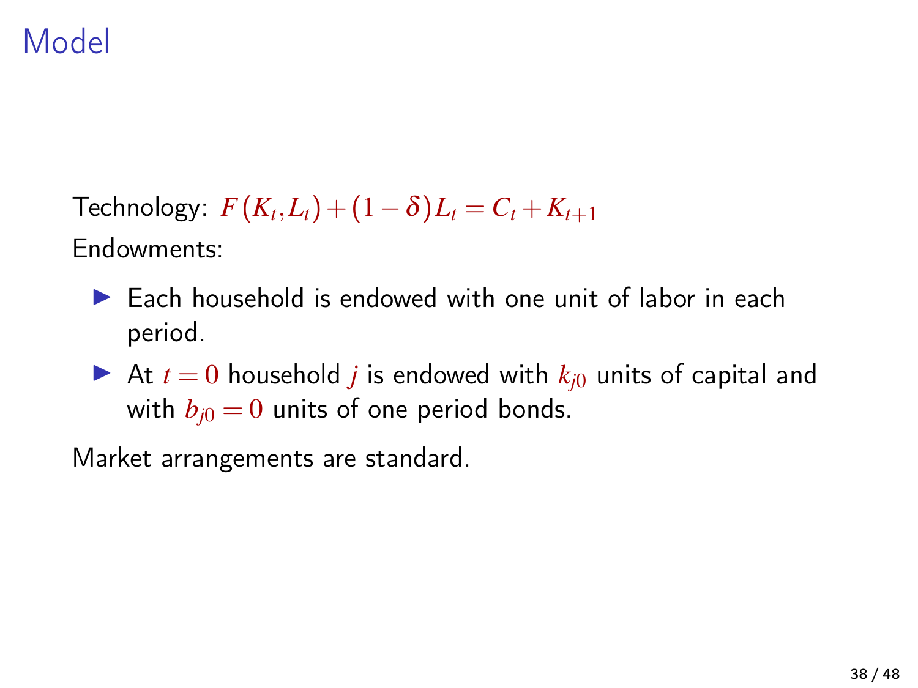# Model

Technology: $F(K_t, L_t) + (1-\delta) L_t = C_t + K_{t+1}$

Endowments:

- Each household is endowed with one unit of labor in each period.
- At $t = 0$ household $j$ is endowed with $k_{j0}$ units of capital and with $b_{j0} = 0$ units of one period bonds.

Market arrangements are standard.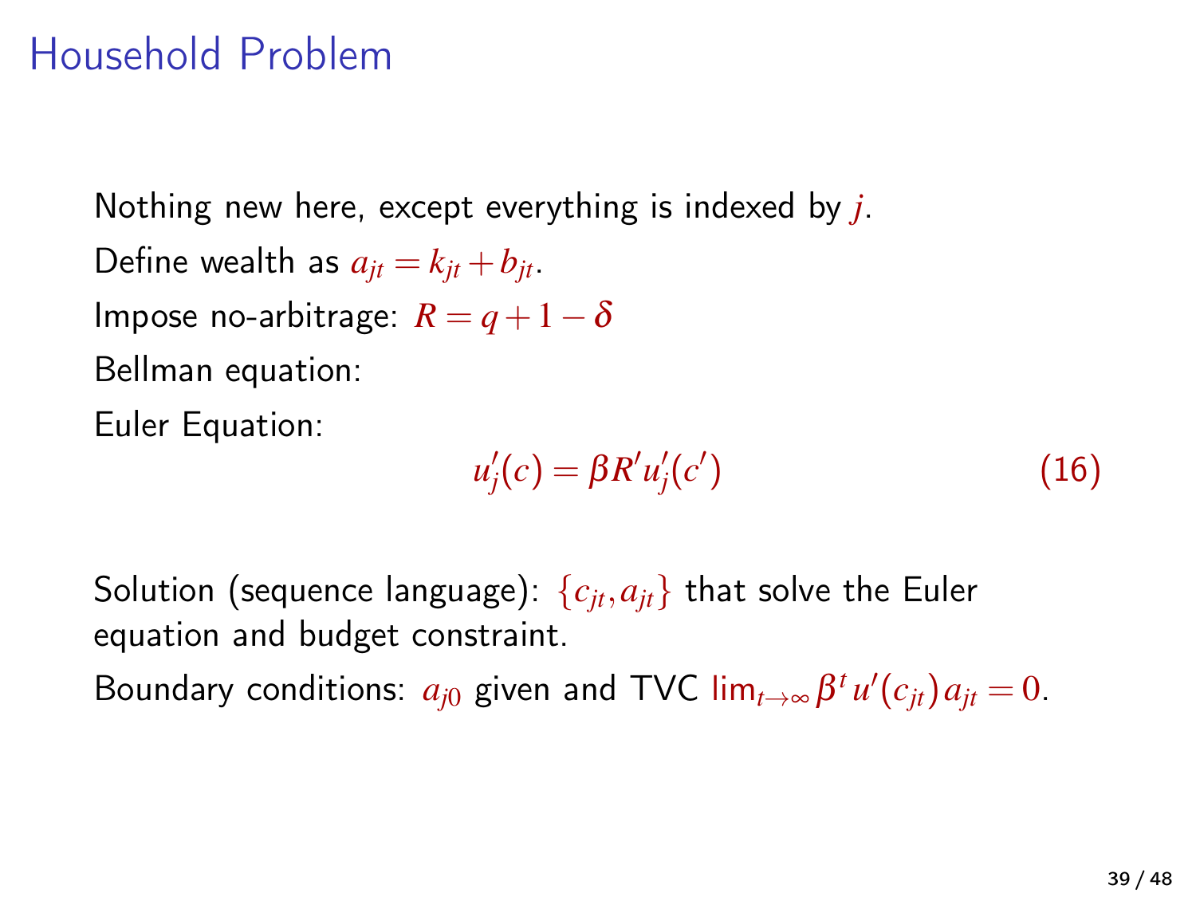# Household Problem

Nothing new here, except everything is indexed by $j$.

Define wealth as $a_{jt} = k_{jt} + b_{jt}$.

Impose no-arbitrage: $R = q + 1 - \delta$

Bellman equation:

Euler Equation:

$$u_j'(c) = \beta R' u_j'(c') \tag{16}$$

Solution (sequence language): $\{c_{jt}, a_{jt}\}$ that solve the Euler equation and budget constraint.

Boundary conditions: $a_{j0}$ given and TVC $\lim_{t\to\infty} \beta^t u'(c_{jt}) a_{jt} = 0$.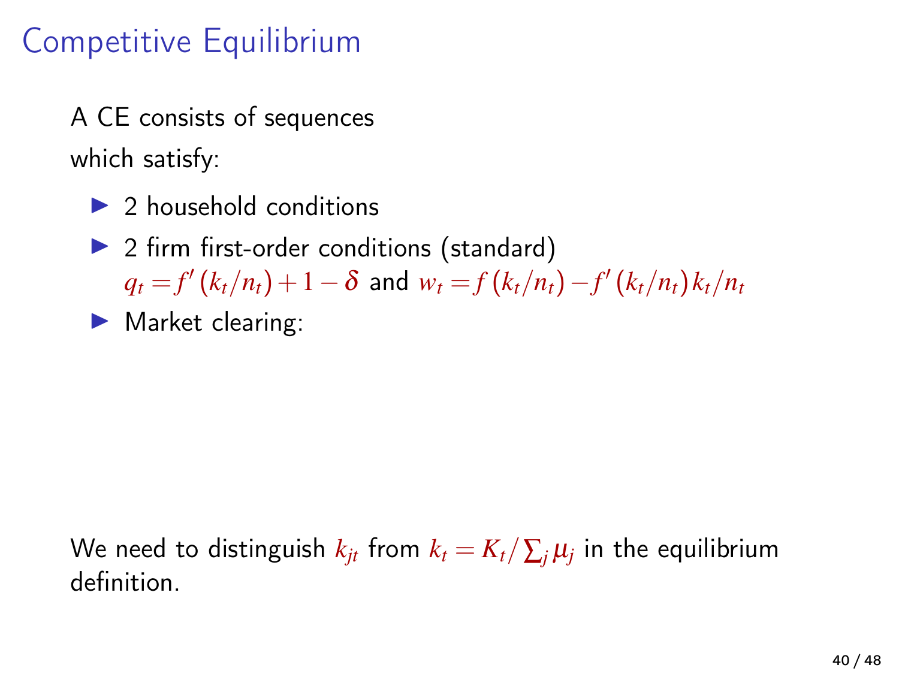# Competitive Equilibrium

A CE consists of sequences

which satisfy:

- 2 household conditions
- 2 firm first-order conditions (standard) $q_t = f'(k_t/n_t) + 1 - \delta$ and $w_t = f(k_t/n_t) - f'(k_t/n_t)\, k_t/n_t$
- Market clearing:

We need to distinguish $k_{jt}$ from $k_t = K_t / \sum_j \mu_j$ in the equilibrium definition.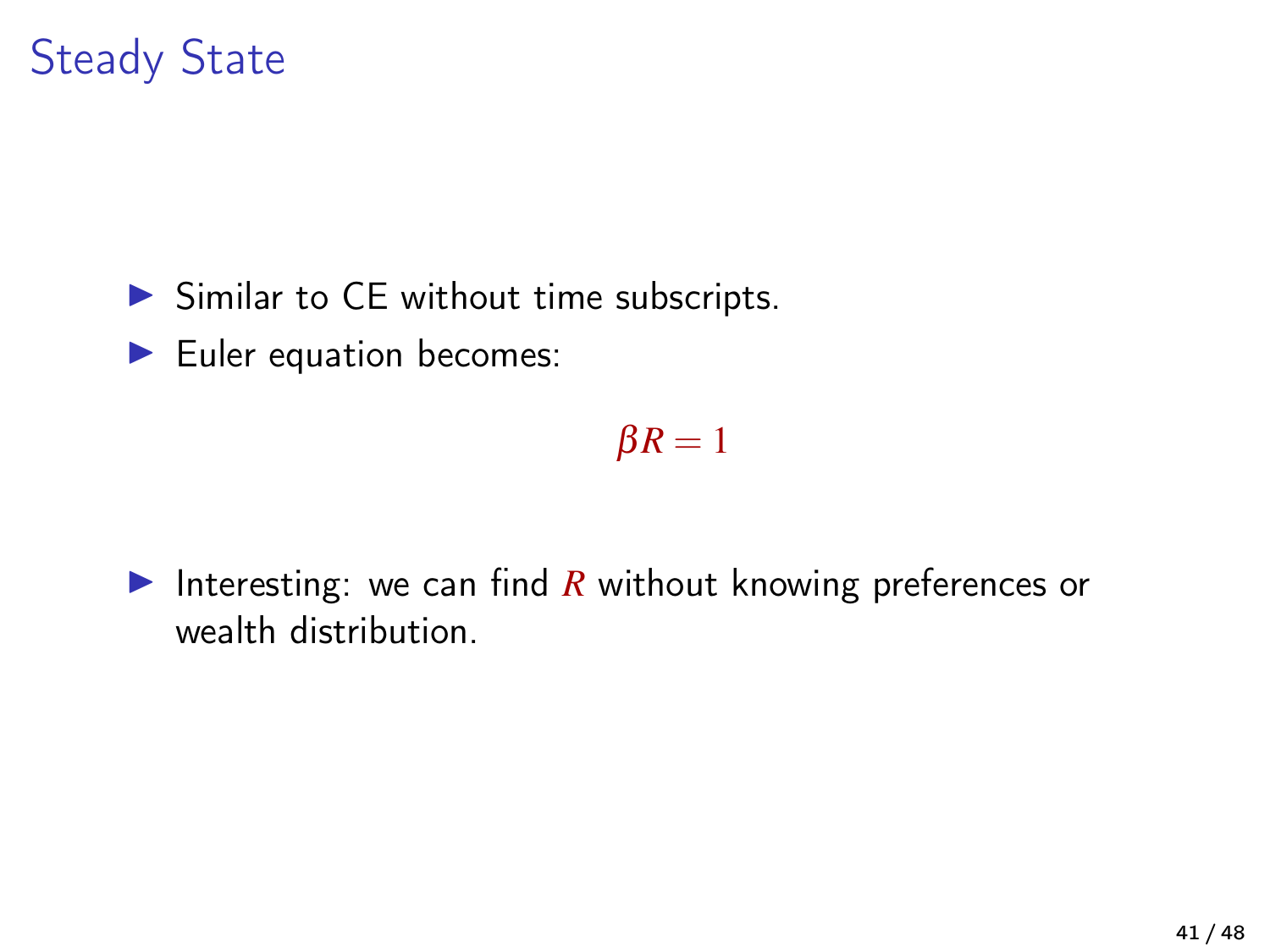# Steady State

- Similar to CE without time subscripts.
- Euler equation becomes:

$$\beta R = 1$$

- Interesting: we can find $R$ without knowing preferences or wealth distribution.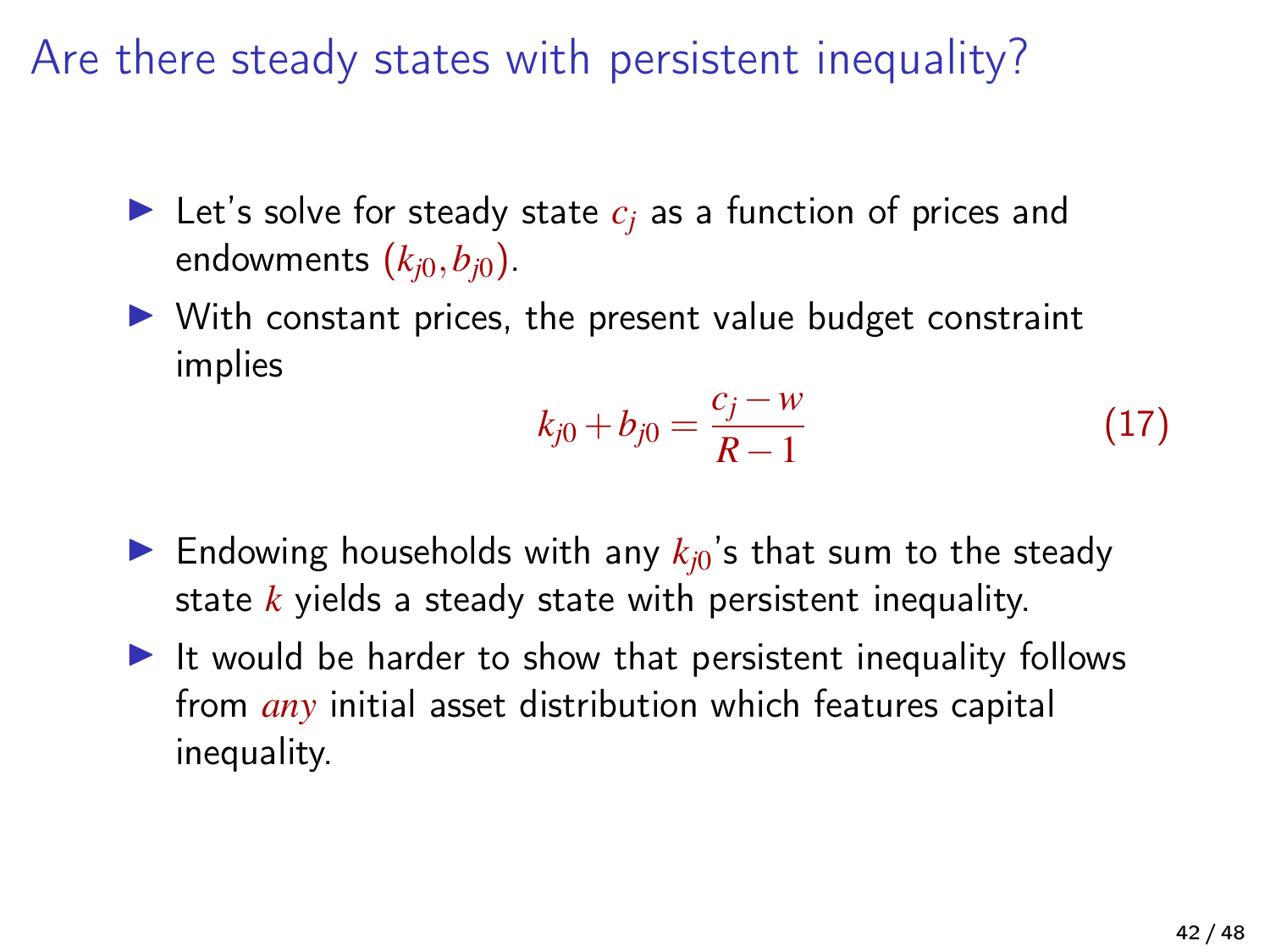# Are there steady states with persistent inequality?

- Let's solve for steady state $c_j$ as a function of prices and endowments $(k_{j0}, b_{j0})$.
- With constant prices, the present value budget constraint implies

$$k_{j0} + b_{j0} = \frac{c_j - w}{R - 1} \tag{17}$$

- Endowing households with any $k_{j0}$'s that sum to the steady state $k$ yields a steady state with persistent inequality.
- It would be harder to show that persistent inequality follows from *any* initial asset distribution which features capital inequality.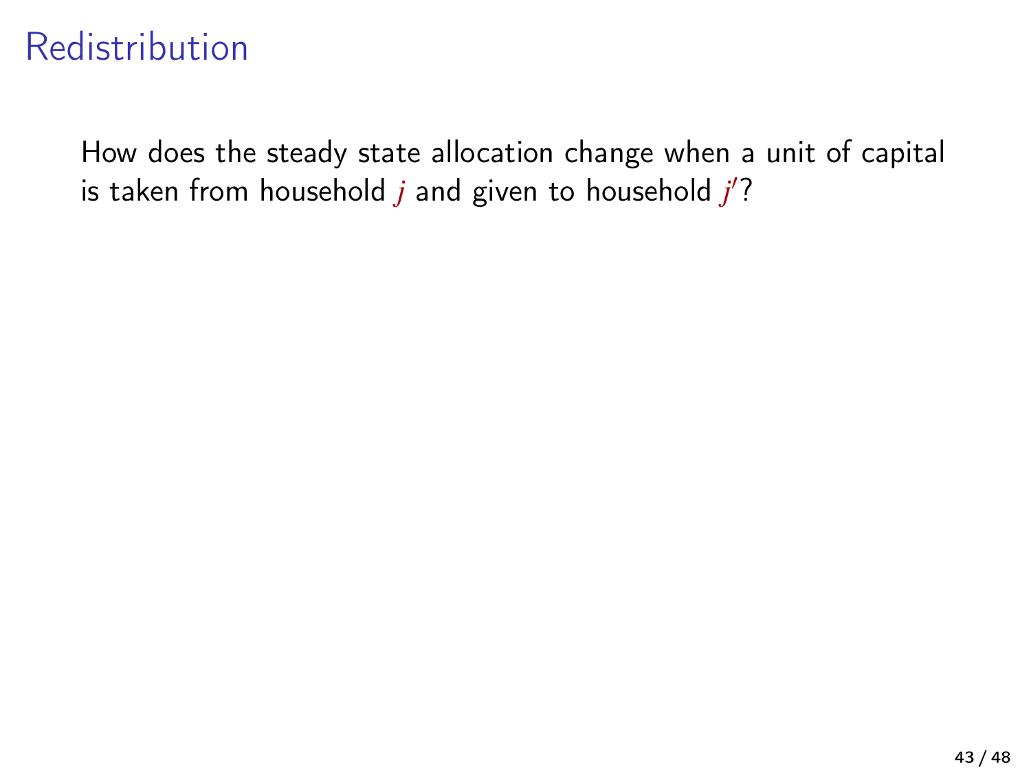# Redistribution

How does the steady state allocation change when a unit of capital is taken from household $j$ and given to household $j'$?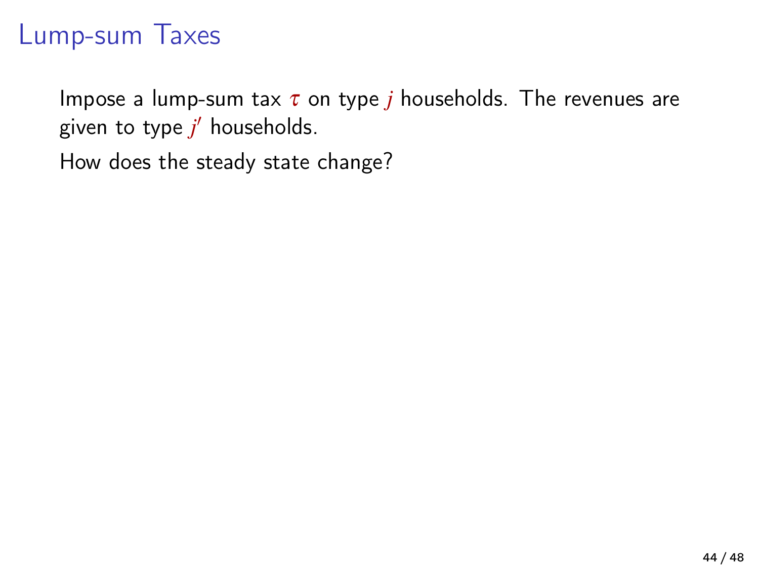# Lump-sum Taxes

Impose a lump-sum tax $\tau$ on type $j$ households. The revenues are given to type $j'$ households.

How does the steady state change?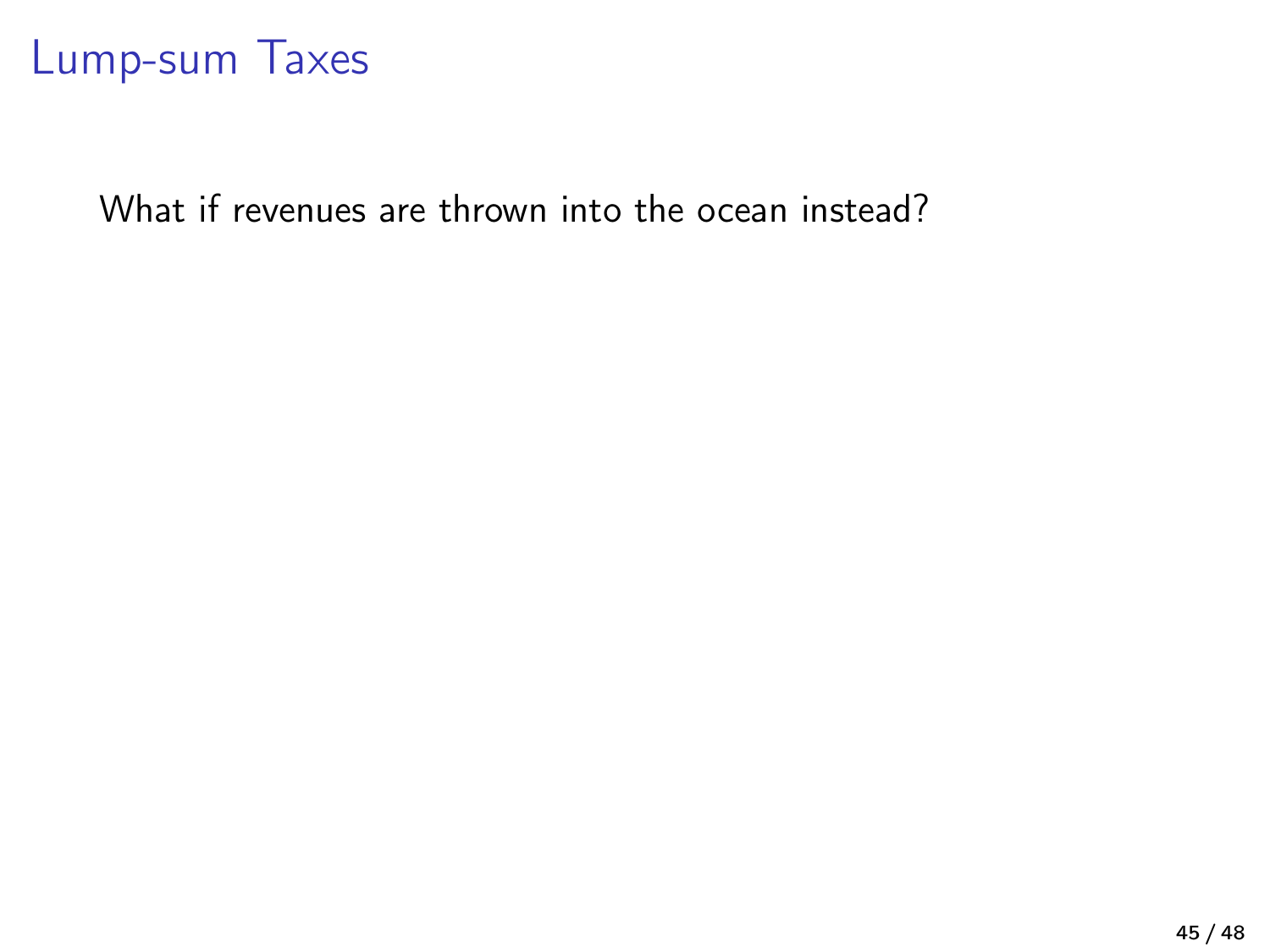# Lump-sum Taxes

What if revenues are thrown into the ocean instead?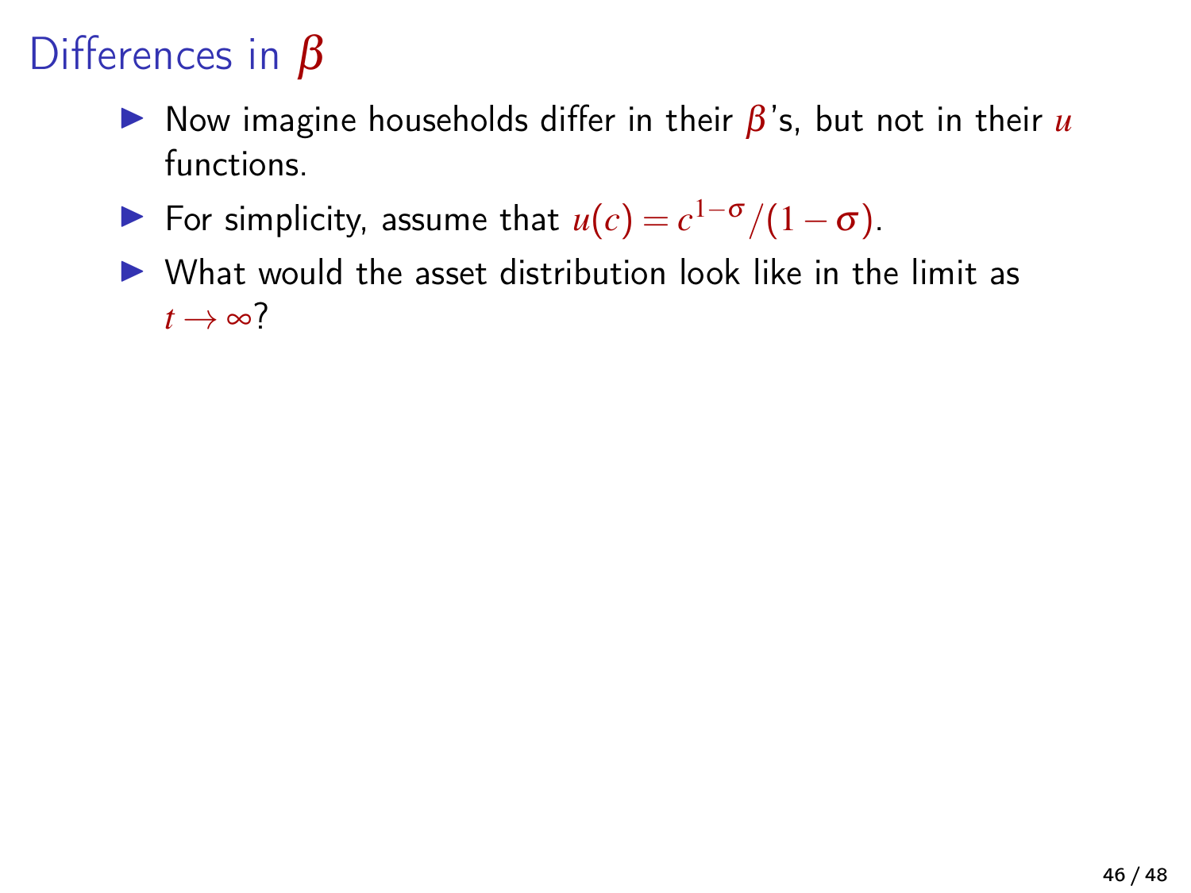# Differences in $\beta$

- Now imagine households differ in their $\beta$'s, but not in their $u$ functions.
- For simplicity, assume that $u(c) = c^{1-\sigma}/(1-\sigma)$.
- What would the asset distribution look like in the limit as $t \to \infty$?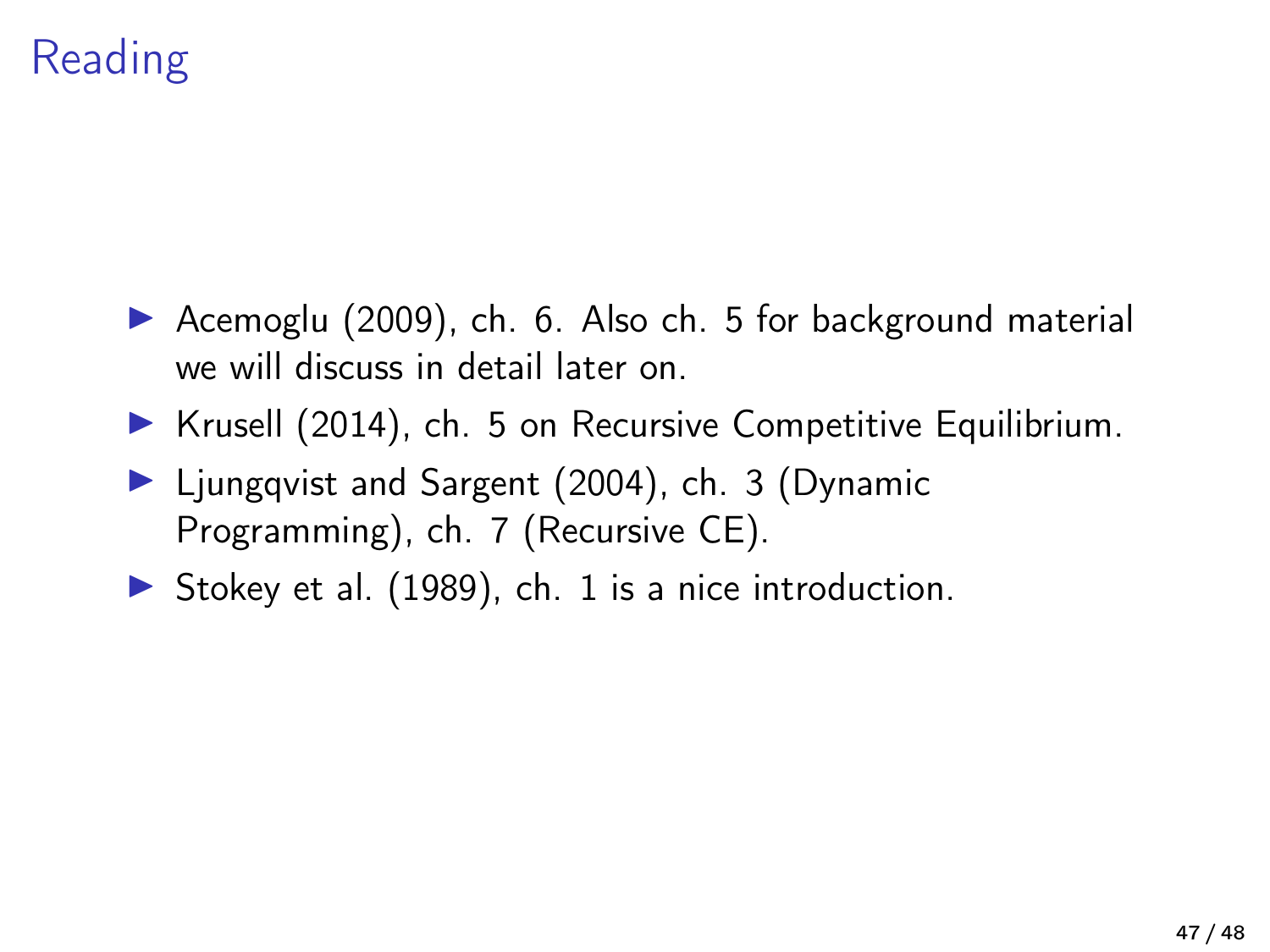# Reading

- Acemoglu (2009), ch. 6. Also ch. 5 for background material we will discuss in detail later on.
- Krusell (2014), ch. 5 on Recursive Competitive Equilibrium.
- Ljungqvist and Sargent (2004), ch. 3 (Dynamic Programming), ch. 7 (Recursive CE).
- Stokey et al. (1989), ch. 1 is a nice introduction.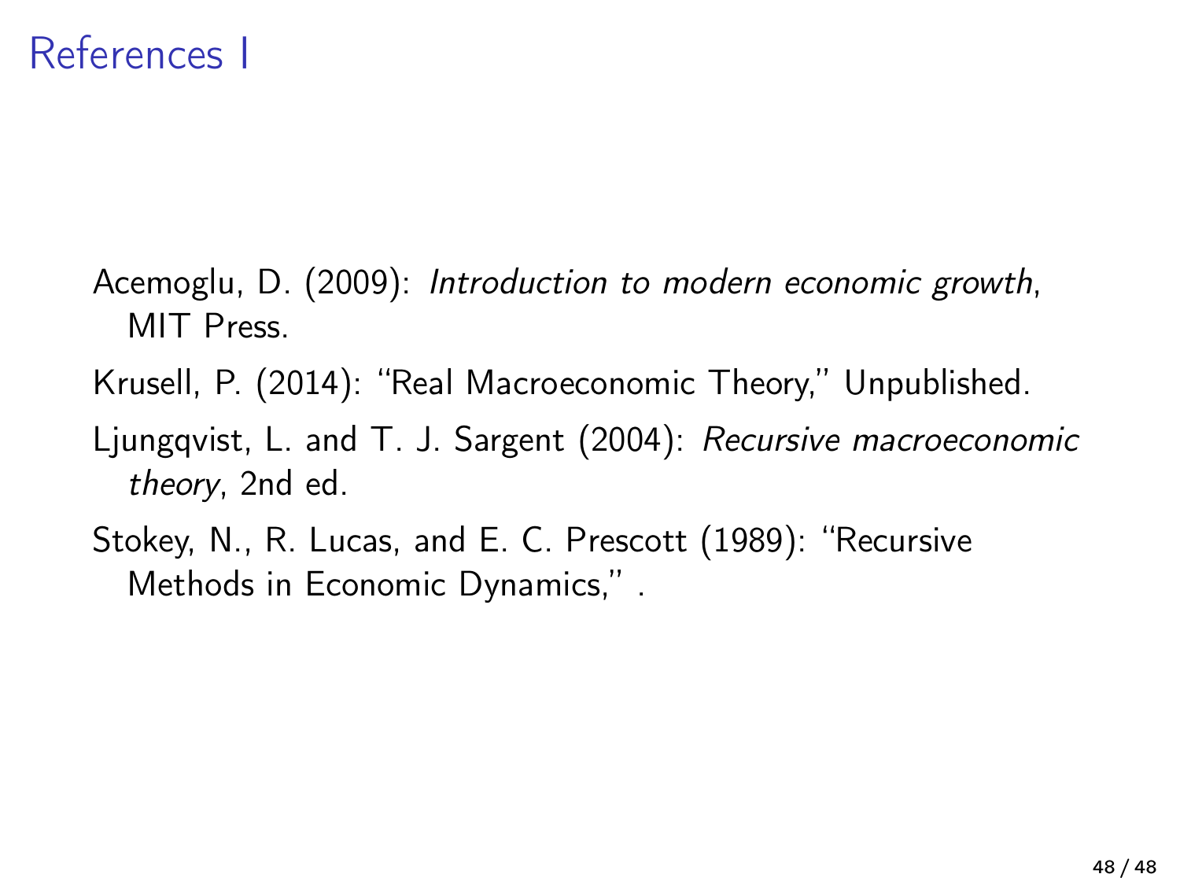# References I

Acemoglu, D. (2009): *Introduction to modern economic growth*, MIT Press.

Krusell, P. (2014): "Real Macroeconomic Theory," Unpublished.

Ljungqvist, L. and T. J. Sargent (2004): *Recursive macroeconomic theory*, 2nd ed.

Stokey, N., R. Lucas, and E. C. Prescott (1989): "Recursive Methods in Economic Dynamics," .